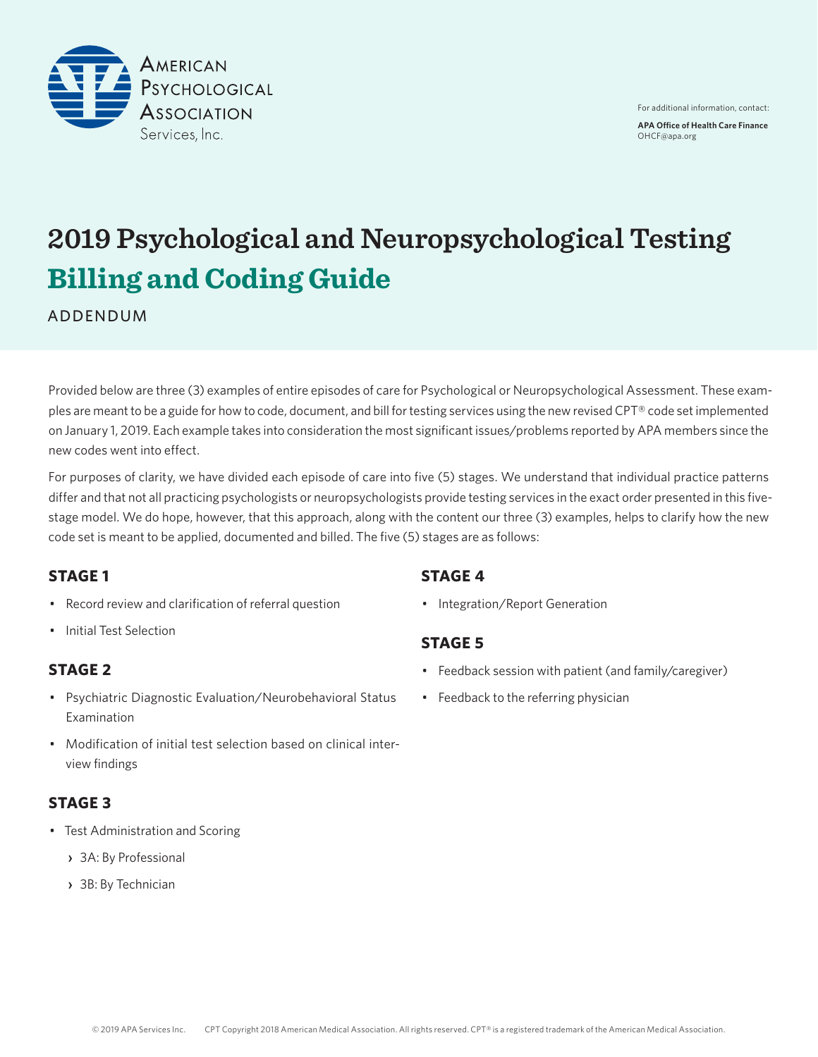American Psychological Association Services, Inc.

For additional information, contact:

**APA Office of Health Care Finance**
OHCF@apa.org

# 2019 Psychological and Neuropsychological Testing Billing and Coding Guide

ADDENDUM

Provided below are three (3) examples of entire episodes of care for Psychological or Neuropsychological Assessment. These examples are meant to be a guide for how to code, document, and bill for testing services using the new revised CPT® code set implemented on January 1, 2019. Each example takes into consideration the most significant issues/problems reported by APA members since the new codes went into effect.

For purposes of clarity, we have divided each episode of care into five (5) stages. We understand that individual practice patterns differ and that not all practicing psychologists or neuropsychologists provide testing services in the exact order presented in this five-stage model. We do hope, however, that this approach, along with the content our three (3) examples, helps to clarify how the new code set is meant to be applied, documented and billed. The five (5) stages are as follows:

### STAGE 1

- Record review and clarification of referral question
- Initial Test Selection

### STAGE 2

- Psychiatric Diagnostic Evaluation/Neurobehavioral Status Examination
- Modification of initial test selection based on clinical interview findings

### STAGE 3

- Test Administration and Scoring
  - 3A: By Professional
  - 3B: By Technician

### STAGE 4

- Integration/Report Generation

### STAGE 5

- Feedback session with patient (and family/caregiver)
- Feedback to the referring physician

© 2019 APA Services Inc. CPT Copyright 2018 American Medical Association. All rights reserved. CPT® is a registered trademark of the American Medical Association.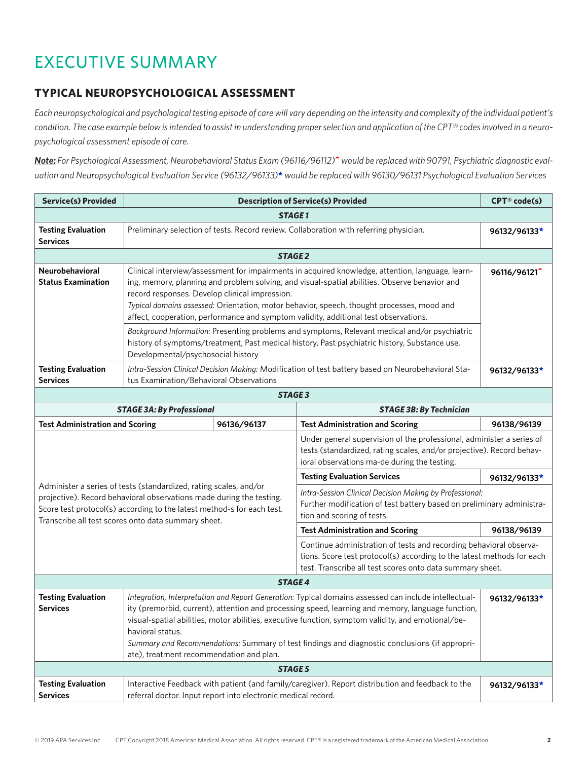# EXECUTIVE SUMMARY

## TYPICAL NEUROPSYCHOLOGICAL ASSESSMENT

*Each neuropsychological and psychological testing episode of care will vary depending on the intensity and complexity of the individual patient's condition. The case example below is intended to assist in understanding proper selection and application of the CPT® codes involved in a neuropsychological assessment episode of care.*

***Note:*** *For Psychological Assessment, Neurobehavioral Status Exam (96116/96112)^ would be replaced with 90791, Psychiatric diagnostic evaluation and Neuropsychological Evaluation Service (96132/96133)★ would be replaced with 96130/96131 Psychological Evaluation Services*

| Service(s) Provided | Description of Service(s) Provided | CPT® code(s) |
|---|---|---|
| ***STAGE 1*** | | |
| **Testing Evaluation Services** | Preliminary selection of tests. Record review. Collaboration with referring physician. | **96132/96133★** |
| ***STAGE 2*** | | |
| **Neurobehavioral Status Examination** | Clinical interview/assessment for impairments in acquired knowledge, attention, language, learning, memory, planning and problem solving, and visual-spatial abilities. Observe behavior and record responses. Develop clinical impression. *Typical domains assessed:* Orientation, motor behavior, speech, thought processes, mood and affect, cooperation, performance and symptom validity, additional test observations. *Background Information:* Presenting problems and symptoms, Relevant medical and/or psychiatric history of symptoms/treatment, Past medical history, Past psychiatric history, Substance use, Developmental/psychosocial history | **96116/96121^** |
| **Testing Evaluation Services** | *Intra-Session Clinical Decision Making:* Modification of test battery based on Neurobehavioral Status Examination/Behavioral Observations | **96132/96133★** |
| ***STAGE 3*** | | |

| ***STAGE 3A: By Professional*** | | ***STAGE 3B: By Technician*** | |
|---|---|---|---|
| **Test Administration and Scoring** | 96136/96137 | **Test Administration and Scoring** | **96138/96139** |
| Administer a series of tests (standardized, rating scales, and/or projective). Record behavioral observations made during the testing. Score test protocol(s) according to the latest method-s for each test. Transcribe all test scores onto data summary sheet. | | Under general supervision of the professional, administer a series of tests (standardized, rating scales, and/or projective). Record behavioral observations ma-de during the testing. | |
| | | **Testing Evaluation Services** | **96132/96133★** |
| | | *Intra-Session Clinical Decision Making by Professional:* Further modification of test battery based on preliminary administration and scoring of tests. | |
| | | **Test Administration and Scoring** | **96138/96139** |
| | | Continue administration of tests and recording behavioral observations. Score test protocol(s) according to the latest methods for each test. Transcribe all test scores onto data summary sheet. | |

| Service(s) Provided | Description of Service(s) Provided | CPT® code(s) |
|---|---|---|
| ***STAGE 4*** | | |
| **Testing Evaluation Services** | *Integration, Interpretation and Report Generation:* Typical domains assessed can include intellectuality (premorbid, current), attention and processing speed, learning and memory, language function, visual-spatial abilities, motor abilities, executive function, symptom validity, and emotional/behavioral status. *Summary and Recommendations:* Summary of test findings and diagnostic conclusions (if appropriate), treatment recommendation and plan. | **96132/96133★** |
| ***STAGE 5*** | | |
| **Testing Evaluation Services** | Interactive Feedback with patient (and family/caregiver). Report distribution and feedback to the referral doctor. Input report into electronic medical record. | **96132/96133★** |

© 2019 APA Services Inc. CPT Copyright 2018 American Medical Association. All rights reserved. CPT® is a registered trademark of the American Medical Association.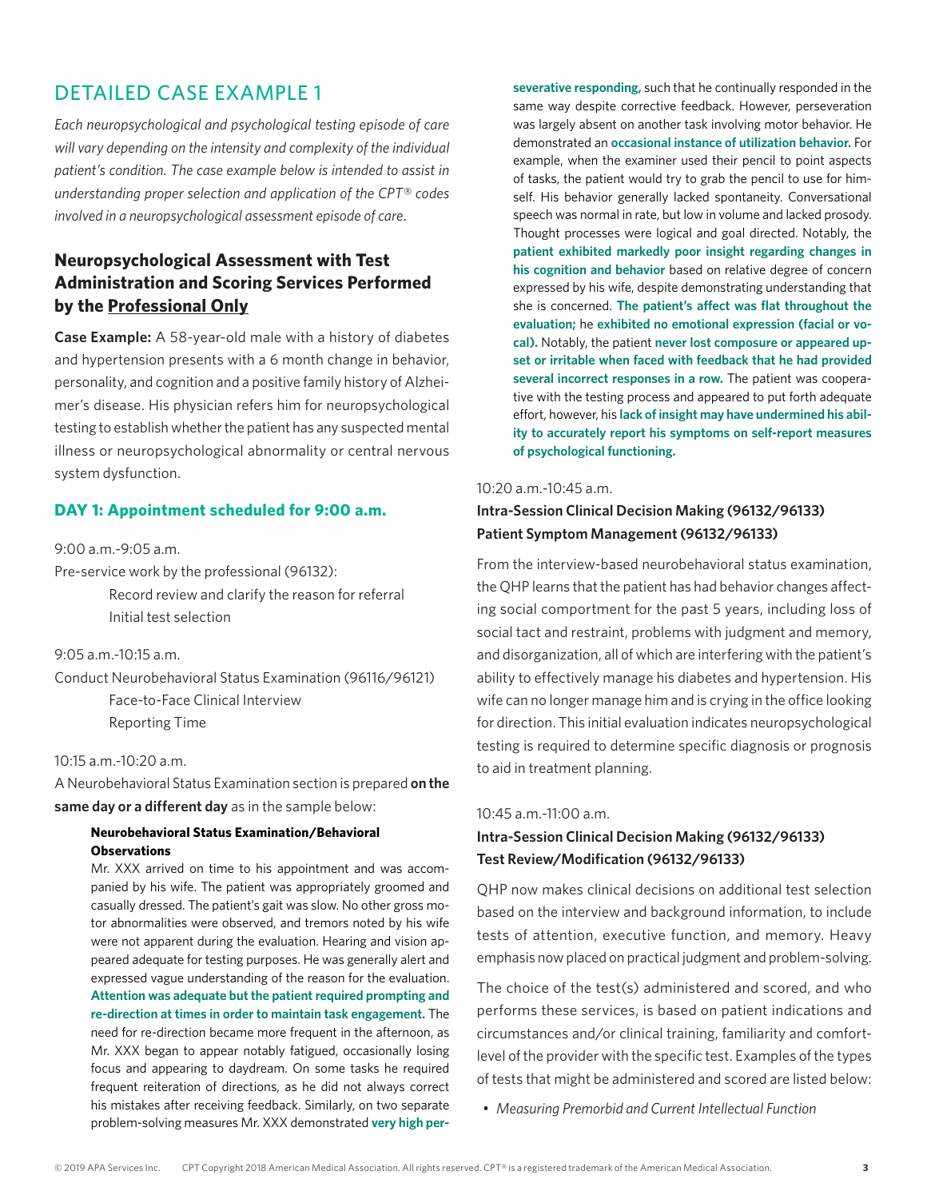# DETAILED CASE EXAMPLE 1

*Each neuropsychological and psychological testing episode of care will vary depending on the intensity and complexity of the individual patient's condition. The case example below is intended to assist in understanding proper selection and application of the CPT® codes involved in a neuropsychological assessment episode of care.*

## Neuropsychological Assessment with Test Administration and Scoring Services Performed by the Professional Only

**Case Example:** A 58-year-old male with a history of diabetes and hypertension presents with a 6 month change in behavior, personality, and cognition and a positive family history of Alzheimer's disease. His physician refers him for neuropsychological testing to establish whether the patient has any suspected mental illness or neuropsychological abnormality or central nervous system dysfunction.

### DAY 1: Appointment scheduled for 9:00 a.m.

9:00 a.m.-9:05 a.m.

Pre-service work by the professional (96132):

- Record review and clarify the reason for referral
- Initial test selection

9:05 a.m.-10:15 a.m.

Conduct Neurobehavioral Status Examination (96116/96121)

- Face-to-Face Clinical Interview
- Reporting Time

10:15 a.m.-10:20 a.m.

A Neurobehavioral Status Examination section is prepared **on the same day or a different day** as in the sample below:

> **Neurobehavioral Status Examination/Behavioral Observations**
>
> Mr. XXX arrived on time to his appointment and was accompanied by his wife. The patient was appropriately groomed and casually dressed. The patient's gait was slow. No other gross motor abnormalities were observed, and tremors noted by his wife were not apparent during the evaluation. Hearing and vision appeared adequate for testing purposes. He was generally alert and expressed vague understanding of the reason for the evaluation. **Attention was adequate but the patient required prompting and re-direction at times in order to maintain task engagement.** The need for re-direction became more frequent in the afternoon, as Mr. XXX began to appear notably fatigued, occasionally losing focus and appearing to daydream. On some tasks he required frequent reiteration of directions, as he did not always correct his mistakes after receiving feedback. Similarly, on two separate problem-solving measures Mr. XXX demonstrated **very high perseverative responding,** such that he continually responded in the same way despite corrective feedback. However, perseveration was largely absent on another task involving motor behavior. He demonstrated an **occasional instance of utilization behavior.** For example, when the examiner used their pencil to point aspects of tasks, the patient would try to grab the pencil to use for himself. His behavior generally lacked spontaneity. Conversational speech was normal in rate, but low in volume and lacked prosody. Thought processes were logical and goal directed. Notably, the **patient exhibited markedly poor insight regarding changes in his cognition and behavior** based on relative degree of concern expressed by his wife, despite demonstrating understanding that she is concerned. **The patient's affect was flat throughout the evaluation;** he **exhibited no emotional expression (facial or vocal).** Notably, the patient **never lost composure or appeared upset or irritable when faced with feedback that he had provided several incorrect responses in a row.** The patient was cooperative with the testing process and appeared to put forth adequate effort, however, his **lack of insight may have undermined his ability to accurately report his symptoms on self-report measures of psychological functioning.**

10:20 a.m.-10:45 a.m.

**Intra-Session Clinical Decision Making (96132/96133)**
**Patient Symptom Management (96132/96133)**

From the interview-based neurobehavioral status examination, the QHP learns that the patient has had behavior changes affecting social comportment for the past 5 years, including loss of social tact and restraint, problems with judgment and memory, and disorganization, all of which are interfering with the patient's ability to effectively manage his diabetes and hypertension. His wife can no longer manage him and is crying in the office looking for direction. This initial evaluation indicates neuropsychological testing is required to determine specific diagnosis or prognosis to aid in treatment planning.

10:45 a.m.-11:00 a.m.

**Intra-Session Clinical Decision Making (96132/96133)**
**Test Review/Modification (96132/96133)**

QHP now makes clinical decisions on additional test selection based on the interview and background information, to include tests of attention, executive function, and memory. Heavy emphasis now placed on practical judgment and problem-solving.

The choice of the test(s) administered and scored, and who performs these services, is based on patient indications and circumstances and/or clinical training, familiarity and comfort-level of the provider with the specific test. Examples of the types of tests that might be administered and scored are listed below:

- *Measuring Premorbid and Current Intellectual Function*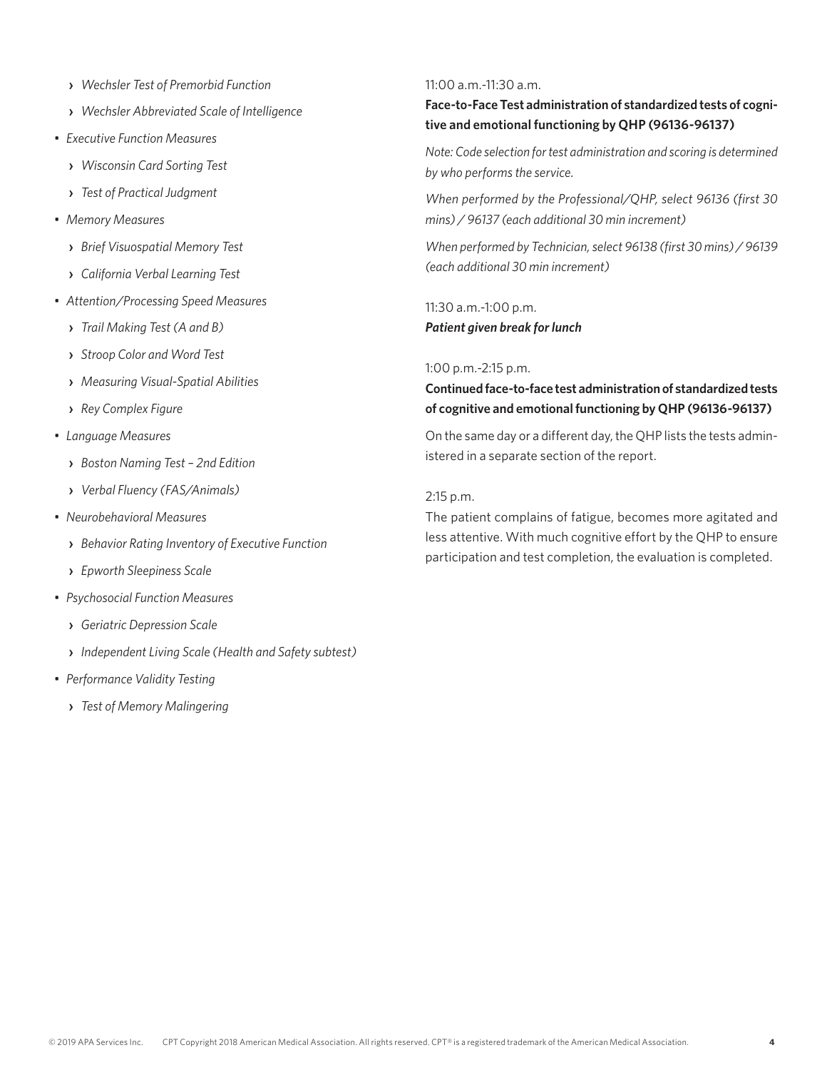- *Wechsler Test of Premorbid Function*
- *Wechsler Abbreviated Scale of Intelligence*

- *Executive Function Measures*
  - *Wisconsin Card Sorting Test*
  - *Test of Practical Judgment*
- *Memory Measures*
  - *Brief Visuospatial Memory Test*
  - *California Verbal Learning Test*
- *Attention/Processing Speed Measures*
  - *Trail Making Test (A and B)*
  - *Stroop Color and Word Test*
  - *Measuring Visual-Spatial Abilities*
  - *Rey Complex Figure*
- *Language Measures*
  - *Boston Naming Test – 2nd Edition*
  - *Verbal Fluency (FAS/Animals)*
- *Neurobehavioral Measures*
  - *Behavior Rating Inventory of Executive Function*
  - *Epworth Sleepiness Scale*
- *Psychosocial Function Measures*
  - *Geriatric Depression Scale*
  - *Independent Living Scale (Health and Safety subtest)*
- *Performance Validity Testing*
  - *Test of Memory Malingering*

11:00 a.m.-11:30 a.m.

**Face-to-Face Test administration of standardized tests of cognitive and emotional functioning by QHP (96136-96137)**

*Note: Code selection for test administration and scoring is determined by who performs the service.*

*When performed by the Professional/QHP, select 96136 (first 30 mins) / 96137 (each additional 30 min increment)*

*When performed by Technician, select 96138 (first 30 mins) / 96139 (each additional 30 min increment)*

11:30 a.m.-1:00 p.m.

***Patient given break for lunch***

1:00 p.m.-2:15 p.m.

**Continued face-to-face test administration of standardized tests of cognitive and emotional functioning by QHP (96136-96137)**

On the same day or a different day, the QHP lists the tests administered in a separate section of the report.

2:15 p.m.

The patient complains of fatigue, becomes more agitated and less attentive. With much cognitive effort by the QHP to ensure participation and test completion, the evaluation is completed.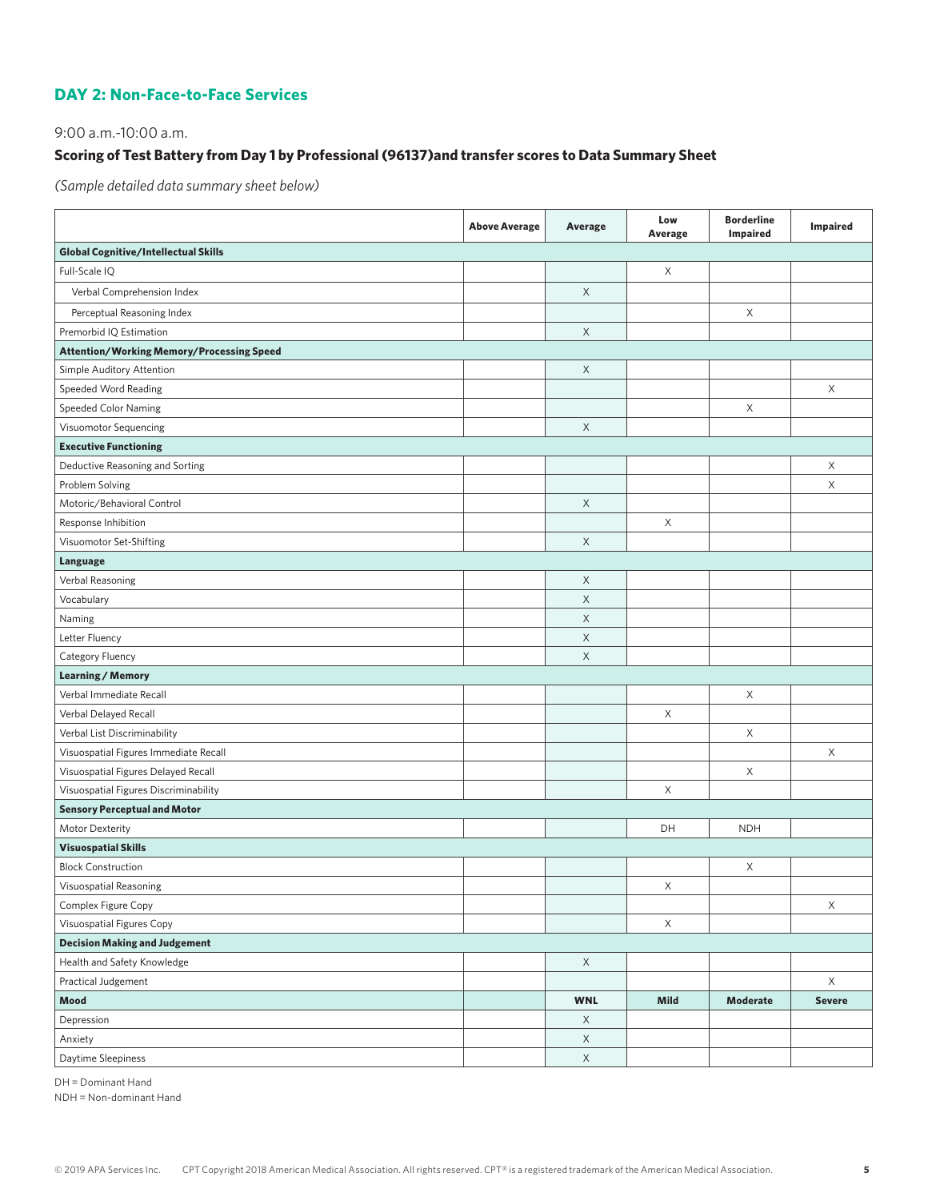## DAY 2: Non-Face-to-Face Services

9:00 a.m.-10:00 a.m.

### Scoring of Test Battery from Day 1 by Professional (96137)and transfer scores to Data Summary Sheet

*(Sample detailed data summary sheet below)*

| | Above Average | Average | Low Average | Borderline Impaired | Impaired |
|---|---|---|---|---|---|
| **Global Cognitive/Intellectual Skills** | | | | | |
| Full-Scale IQ | | | X | | |
| Verbal Comprehension Index | | X | | | |
| Perceptual Reasoning Index | | | | X | |
| Premorbid IQ Estimation | | X | | | |
| **Attention/Working Memory/Processing Speed** | | | | | |
| Simple Auditory Attention | | X | | | |
| Speeded Word Reading | | | | | X |
| Speeded Color Naming | | | | X | |
| Visuomotor Sequencing | | X | | | |
| **Executive Functioning** | | | | | |
| Deductive Reasoning and Sorting | | | | | X |
| Problem Solving | | | | | X |
| Motoric/Behavioral Control | | X | | | |
| Response Inhibition | | | X | | |
| Visuomotor Set-Shifting | | X | | | |
| **Language** | | | | | |
| Verbal Reasoning | | X | | | |
| Vocabulary | | X | | | |
| Naming | | X | | | |
| Letter Fluency | | X | | | |
| Category Fluency | | X | | | |
| **Learning / Memory** | | | | | |
| Verbal Immediate Recall | | | | X | |
| Verbal Delayed Recall | | | X | | |
| Verbal List Discriminability | | | | X | |
| Visuospatial Figures Immediate Recall | | | | | X |
| Visuospatial Figures Delayed Recall | | | | X | |
| Visuospatial Figures Discriminability | | | X | | |
| **Sensory Perceptual and Motor** | | | | | |
| Motor Dexterity | | | DH | NDH | |
| **Visuospatial Skills** | | | | | |
| Block Construction | | | | X | |
| Visuospatial Reasoning | | | X | | |
| Complex Figure Copy | | | | | X |
| Visuospatial Figures Copy | | | X | | |
| **Decision Making and Judgement** | | | | | |
| Health and Safety Knowledge | | X | | | |
| Practical Judgement | | | | | X |
| **Mood** | | **WNL** | **Mild** | **Moderate** | **Severe** |
| Depression | | X | | | |
| Anxiety | | X | | | |
| Daytime Sleepiness | | X | | | |

DH = Dominant Hand

NDH = Non-dominant Hand

© 2019 APA Services Inc. CPT Copyright 2018 American Medical Association. All rights reserved. CPT® is a registered trademark of the American Medical Association.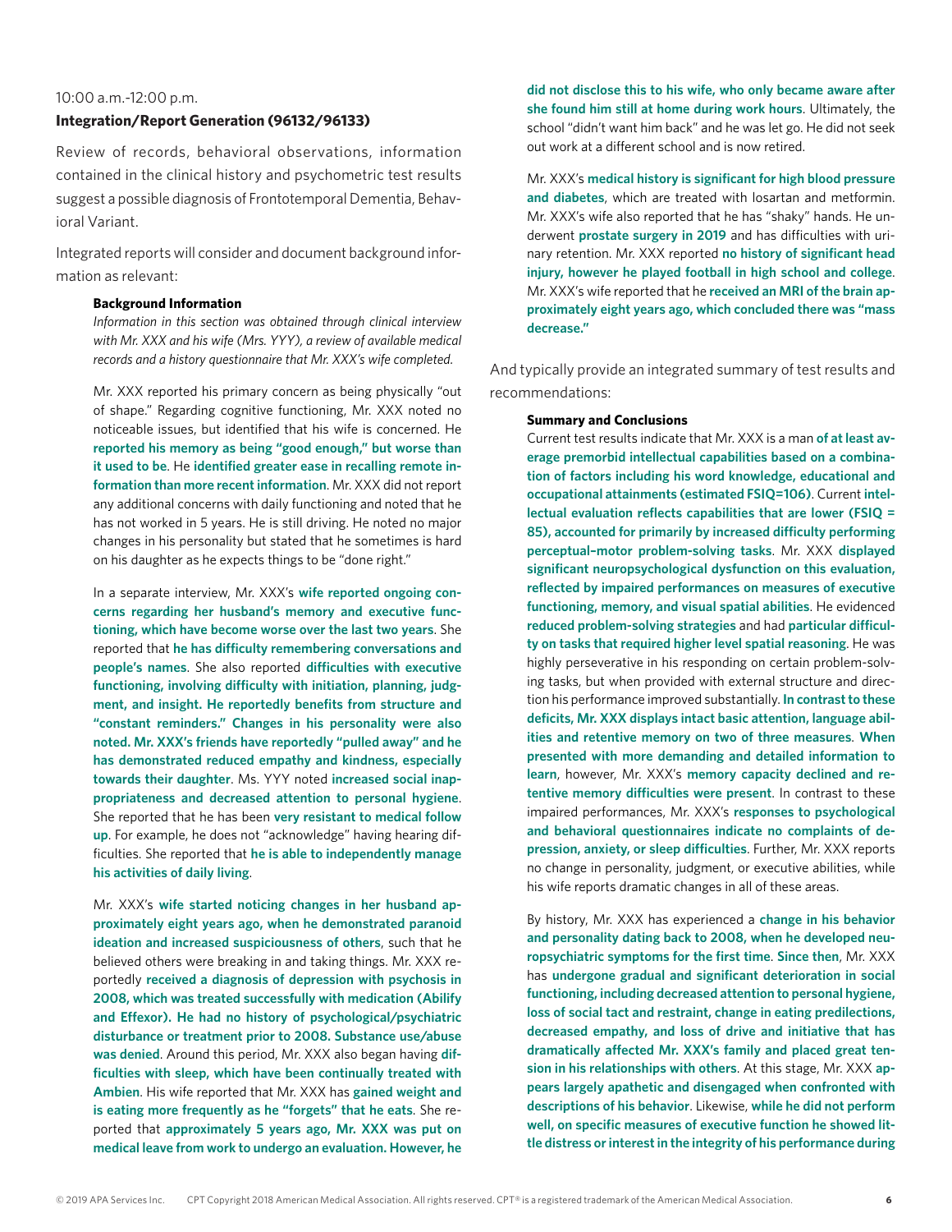10:00 a.m.-12:00 p.m.

**Integration/Report Generation (96132/96133)**

Review of records, behavioral observations, information contained in the clinical history and psychometric test results suggest a possible diagnosis of Frontotemporal Dementia, Behavioral Variant.

Integrated reports will consider and document background information as relevant:

> **Background Information**
>
> *Information in this section was obtained through clinical interview with Mr. XXX and his wife (Mrs. YYY), a review of available medical records and a history questionnaire that Mr. XXX's wife completed.*
>
> Mr. XXX reported his primary concern as being physically "out of shape." Regarding cognitive functioning, Mr. XXX noted no noticeable issues, but identified that his wife is concerned. He **reported his memory as being "good enough," but worse than it used to be**. He **identified greater ease in recalling remote information than more recent information**. Mr. XXX did not report any additional concerns with daily functioning and noted that he has not worked in 5 years. He is still driving. He noted no major changes in his personality but stated that he sometimes is hard on his daughter as he expects things to be "done right."
>
> In a separate interview, Mr. XXX's **wife reported ongoing concerns regarding her husband's memory and executive functioning, which have become worse over the last two years**. She reported that **he has difficulty remembering conversations and people's names**. She also reported **difficulties with executive functioning, involving difficulty with initiation, planning, judgment, and insight. He reportedly benefits from structure and "constant reminders." Changes in his personality were also noted. Mr. XXX's friends have reportedly "pulled away" and he has demonstrated reduced empathy and kindness, especially towards their daughter**. Ms. YYY noted **increased social inappropriateness and decreased attention to personal hygiene**. She reported that he has been **very resistant to medical follow up**. For example, he does not "acknowledge" having hearing difficulties. She reported that **he is able to independently manage his activities of daily living**.
>
> Mr. XXX's **wife started noticing changes in her husband approximately eight years ago, when he demonstrated paranoid ideation and increased suspiciousness of others**, such that he believed others were breaking in and taking things. Mr. XXX reportedly **received a diagnosis of depression with psychosis in 2008, which was treated successfully with medication (Abilify and Effexor). He had no history of psychological/psychiatric disturbance or treatment prior to 2008. Substance use/abuse was denied**. Around this period, Mr. XXX also began having **difficulties with sleep, which have been continually treated with Ambien**. His wife reported that Mr. XXX has **gained weight and is eating more frequently as he "forgets" that he eats**. She reported that **approximately 5 years ago, Mr. XXX was put on medical leave from work to undergo an evaluation. However, he did not disclose this to his wife, who only became aware after she found him still at home during work hours**. Ultimately, the school "didn't want him back" and he was let go. He did not seek out work at a different school and is now retired.
>
> Mr. XXX's **medical history is significant for high blood pressure and diabetes**, which are treated with losartan and metformin. Mr. XXX's wife also reported that he has "shaky" hands. He underwent **prostate surgery in 2019** and has difficulties with urinary retention. Mr. XXX reported **no history of significant head injury, however he played football in high school and college**. Mr. XXX's wife reported that he **received an MRI of the brain approximately eight years ago, which concluded there was "mass decrease."**

And typically provide an integrated summary of test results and recommendations:

> **Summary and Conclusions**
>
> Current test results indicate that Mr. XXX is a man **of at least average premorbid intellectual capabilities based on a combination of factors including his word knowledge, educational and occupational attainments (estimated FSIQ=106)**. Current **intellectual evaluation reflects capabilities that are lower (FSIQ = 85), accounted for primarily by increased difficulty performing perceptual–motor problem-solving tasks**. Mr. XXX **displayed significant neuropsychological dysfunction on this evaluation, reflected by impaired performances on measures of executive functioning, memory, and visual spatial abilities**. He evidenced **reduced problem-solving strategies** and had **particular difficulty on tasks that required higher level spatial reasoning**. He was highly perseverative in his responding on certain problem-solving tasks, but when provided with external structure and direction his performance improved substantially. **In contrast to these deficits, Mr. XXX displays intact basic attention, language abilities and retentive memory on two of three measures. When presented with more demanding and detailed information to learn**, however, Mr. XXX's **memory capacity declined and retentive memory difficulties were present**. In contrast to these impaired performances, Mr. XXX's **responses to psychological and behavioral questionnaires indicate no complaints of depression, anxiety, or sleep difficulties**. Further, Mr. XXX reports no change in personality, judgment, or executive abilities, while his wife reports dramatic changes in all of these areas.
>
> By history, Mr. XXX has experienced a **change in his behavior and personality dating back to 2008, when he developed neuropsychiatric symptoms for the first time**. **Since then**, Mr. XXX has **undergone gradual and significant deterioration in social functioning, including decreased attention to personal hygiene, loss of social tact and restraint, change in eating predilections, decreased empathy, and loss of drive and initiative that has dramatically affected Mr. XXX's family and placed great tension in his relationships with others**. At this stage, Mr. XXX **appears largely apathetic and disengaged when confronted with descriptions of his behavior**. Likewise, **while he did not perform well, on specific measures of executive function he showed little distress or interest in the integrity of his performance during**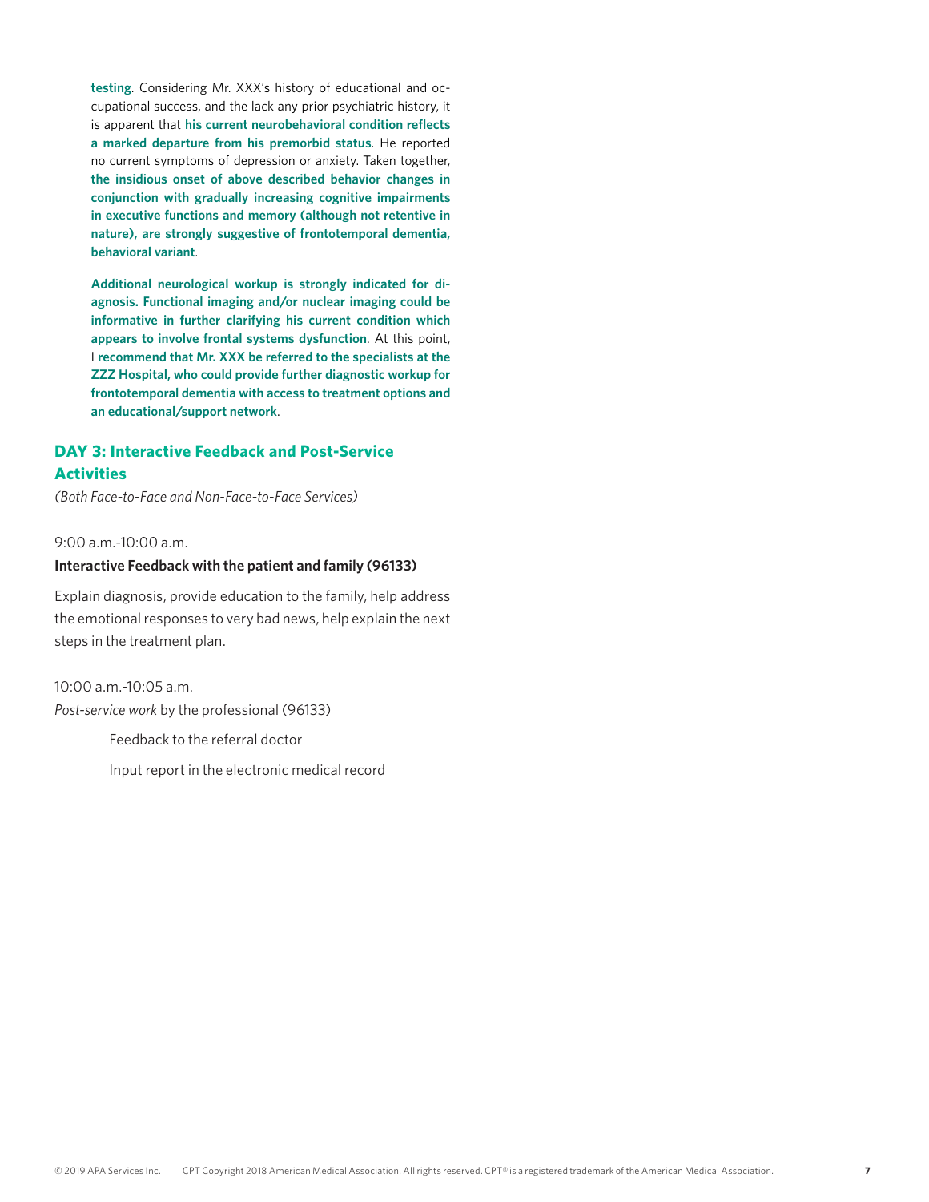**testing**. Considering Mr. XXX's history of educational and occupational success, and the lack any prior psychiatric history, it is apparent that **his current neurobehavioral condition reflects a marked departure from his premorbid status**. He reported no current symptoms of depression or anxiety. Taken together, **the insidious onset of above described behavior changes in conjunction with gradually increasing cognitive impairments in executive functions and memory (although not retentive in nature), are strongly suggestive of frontotemporal dementia, behavioral variant**.

**Additional neurological workup is strongly indicated for diagnosis. Functional imaging and/or nuclear imaging could be informative in further clarifying his current condition which appears to involve frontal systems dysfunction**. At this point, I **recommend that Mr. XXX be referred to the specialists at the ZZZ Hospital, who could provide further diagnostic workup for frontotemporal dementia with access to treatment options and an educational/support network**.

## DAY 3: Interactive Feedback and Post-Service Activities

*(Both Face-to-Face and Non-Face-to-Face Services)*

9:00 a.m.-10:00 a.m.

**Interactive Feedback with the patient and family (96133)**

Explain diagnosis, provide education to the family, help address the emotional responses to very bad news, help explain the next steps in the treatment plan.

10:00 a.m.-10:05 a.m.

*Post-service work* by the professional (96133)

Feedback to the referral doctor

Input report in the electronic medical record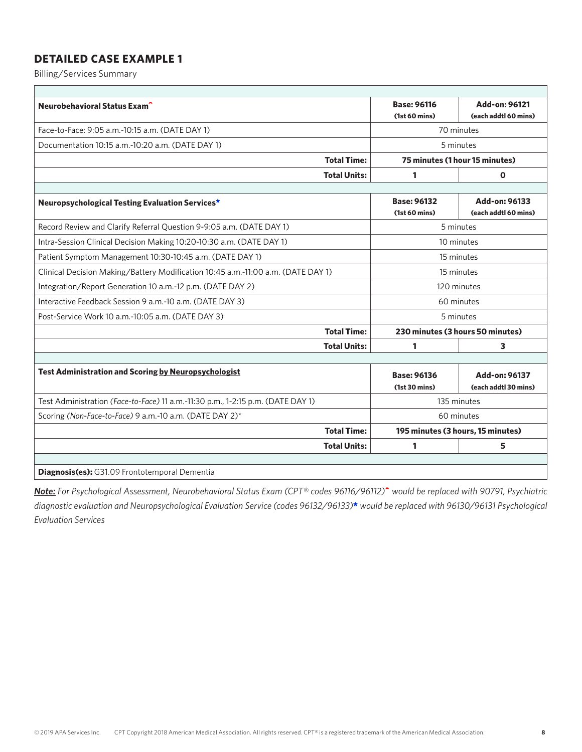## DETAILED CASE EXAMPLE 1

Billing/Services Summary

| | | |
|---|---|---|
| **Neurobehavioral Status Exam^** | **Base: 96116** **(1st 60 mins)** | **Add-on: 96121** **(each addtl 60 mins)** |
| Face-to-Face: 9:05 a.m.-10:15 a.m. (DATE DAY 1) | 70 minutes | |
| Documentation 10:15 a.m.-10:20 a.m. (DATE DAY 1) | 5 minutes | |
| **Total Time:** | **75 minutes (1 hour 15 minutes)** | |
| **Total Units:** | **1** | **0** |
| | | |
| **Neuropsychological Testing Evaluation Services*** | **Base: 96132** **(1st 60 mins)** | **Add-on: 96133** **(each addtl 60 mins)** |
| Record Review and Clarify Referral Question 9-9:05 a.m. (DATE DAY 1) | 5 minutes | |
| Intra-Session Clinical Decision Making 10:20-10:30 a.m. (DATE DAY 1) | 10 minutes | |
| Patient Symptom Management 10:30-10:45 a.m. (DATE DAY 1) | 15 minutes | |
| Clinical Decision Making/Battery Modification 10:45 a.m.-11:00 a.m. (DATE DAY 1) | 15 minutes | |
| Integration/Report Generation 10 a.m.-12 p.m. (DATE DAY 2) | 120 minutes | |
| Interactive Feedback Session 9 a.m.-10 a.m. (DATE DAY 3) | 60 minutes | |
| Post-Service Work 10 a.m.-10:05 a.m. (DATE DAY 3) | 5 minutes | |
| **Total Time:** | **230 minutes (3 hours 50 minutes)** | |
| **Total Units:** | **1** | **3** |
| | | |
| **Test Administration and Scoring <u>by Neuropsychologist</u>** | **Base: 96136** **(1st 30 mins)** | **Add-on: 96137** **(each addtl 30 mins)** |
| Test Administration *(Face-to-Face)* 11 a.m.-11:30 p.m., 1-2:15 p.m. (DATE DAY 1) | 135 minutes | |
| Scoring *(Non-Face-to-Face)* 9 a.m.-10 a.m. (DATE DAY 2)* | 60 minutes | |
| **Total Time:** | **195 minutes (3 hours, 15 minutes)** | |
| **Total Units:** | **1** | **5** |
| | | |
| **<u>Diagnosis(es):</u>** G31.09 Frontotemporal Dementia | | |

***<u>Note:</u>*** *For Psychological Assessment, Neurobehavioral Status Exam (CPT® codes 96116/96112)^ would be replaced with 90791, Psychiatric diagnostic evaluation and Neuropsychological Evaluation Service (codes 96132/96133)* would be replaced with 96130/96131 Psychological Evaluation Services*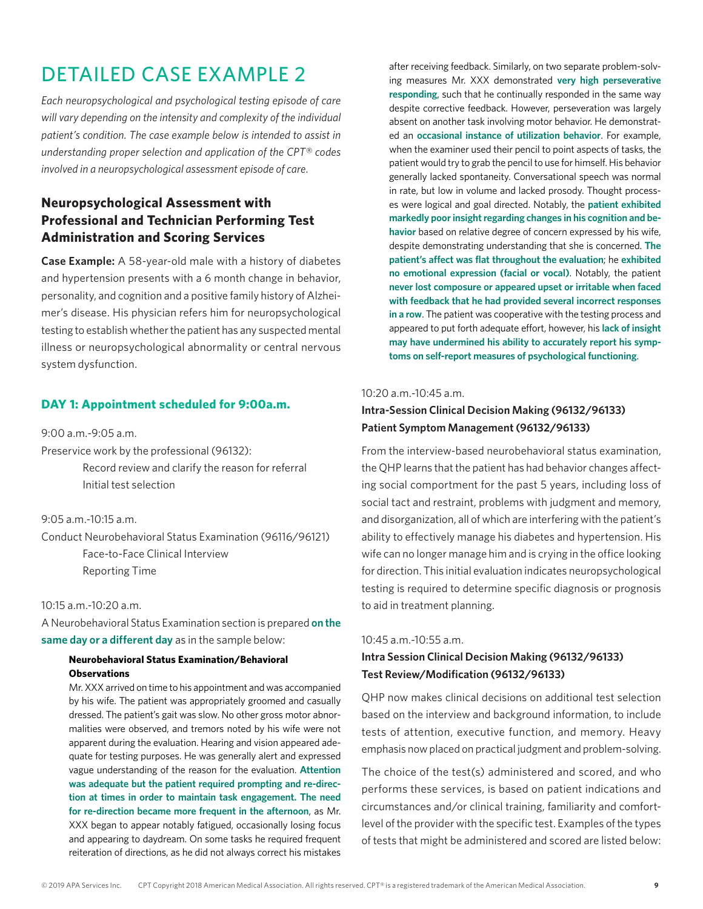# DETAILED CASE EXAMPLE 2

*Each neuropsychological and psychological testing episode of care will vary depending on the intensity and complexity of the individual patient's condition. The case example below is intended to assist in understanding proper selection and application of the CPT® codes involved in a neuropsychological assessment episode of care.*

## Neuropsychological Assessment with Professional and Technician Performing Test Administration and Scoring Services

**Case Example:** A 58-year-old male with a history of diabetes and hypertension presents with a 6 month change in behavior, personality, and cognition and a positive family history of Alzheimer's disease. His physician refers him for neuropsychological testing to establish whether the patient has any suspected mental illness or neuropsychological abnormality or central nervous system dysfunction.

### DAY 1: Appointment scheduled for 9:00a.m.

9:00 a.m.-9:05 a.m.

Preservice work by the professional (96132):

- Record review and clarify the reason for referral
- Initial test selection

9:05 a.m.-10:15 a.m.

Conduct Neurobehavioral Status Examination (96116/96121)

- Face-to-Face Clinical Interview
- Reporting Time

10:15 a.m.-10:20 a.m.

A Neurobehavioral Status Examination section is prepared **on the same day or a different day** as in the sample below:

> **Neurobehavioral Status Examination/Behavioral Observations**
>
> Mr. XXX arrived on time to his appointment and was accompanied by his wife. The patient was appropriately groomed and casually dressed. The patient's gait was slow. No other gross motor abnormalities were observed, and tremors noted by his wife were not apparent during the evaluation. Hearing and vision appeared adequate for testing purposes. He was generally alert and expressed vague understanding of the reason for the evaluation. **Attention was adequate but the patient required prompting and re-direction at times in order to maintain task engagement. The need for re-direction became more frequent in the afternoon**, as Mr. XXX began to appear notably fatigued, occasionally losing focus and appearing to daydream. On some tasks he required frequent reiteration of directions, as he did not always correct his mistakes after receiving feedback. Similarly, on two separate problem-solving measures Mr. XXX demonstrated **very high perseverative responding**, such that he continually responded in the same way despite corrective feedback. However, perseveration was largely absent on another task involving motor behavior. He demonstrated an **occasional instance of utilization behavior**. For example, when the examiner used their pencil to point aspects of tasks, the patient would try to grab the pencil to use for himself. His behavior generally lacked spontaneity. Conversational speech was normal in rate, but low in volume and lacked prosody. Thought processes were logical and goal directed. Notably, the **patient exhibited markedly poor insight regarding changes in his cognition and behavior** based on relative degree of concern expressed by his wife, despite demonstrating understanding that she is concerned. **The patient's affect was flat throughout the evaluation**; he **exhibited no emotional expression (facial or vocal)**. Notably, the patient **never lost composure or appeared upset or irritable when faced with feedback that he had provided several incorrect responses in a row**. The patient was cooperative with the testing process and appeared to put forth adequate effort, however, his **lack of insight may have undermined his ability to accurately report his symptoms on self-report measures of psychological functioning**.

10:20 a.m.-10:45 a.m.

**Intra-Session Clinical Decision Making (96132/96133)**
**Patient Symptom Management (96132/96133)**

From the interview-based neurobehavioral status examination, the QHP learns that the patient has had behavior changes affecting social comportment for the past 5 years, including loss of social tact and restraint, problems with judgment and memory, and disorganization, all of which are interfering with the patient's ability to effectively manage his diabetes and hypertension. His wife can no longer manage him and is crying in the office looking for direction. This initial evaluation indicates neuropsychological testing is required to determine specific diagnosis or prognosis to aid in treatment planning.

10:45 a.m.-10:55 a.m.

**Intra Session Clinical Decision Making (96132/96133)**
**Test Review/Modification (96132/96133)**

QHP now makes clinical decisions on additional test selection based on the interview and background information, to include tests of attention, executive function, and memory. Heavy emphasis now placed on practical judgment and problem-solving.

The choice of the test(s) administered and scored, and who performs these services, is based on patient indications and circumstances and/or clinical training, familiarity and comfort-level of the provider with the specific test. Examples of the types of tests that might be administered and scored are listed below: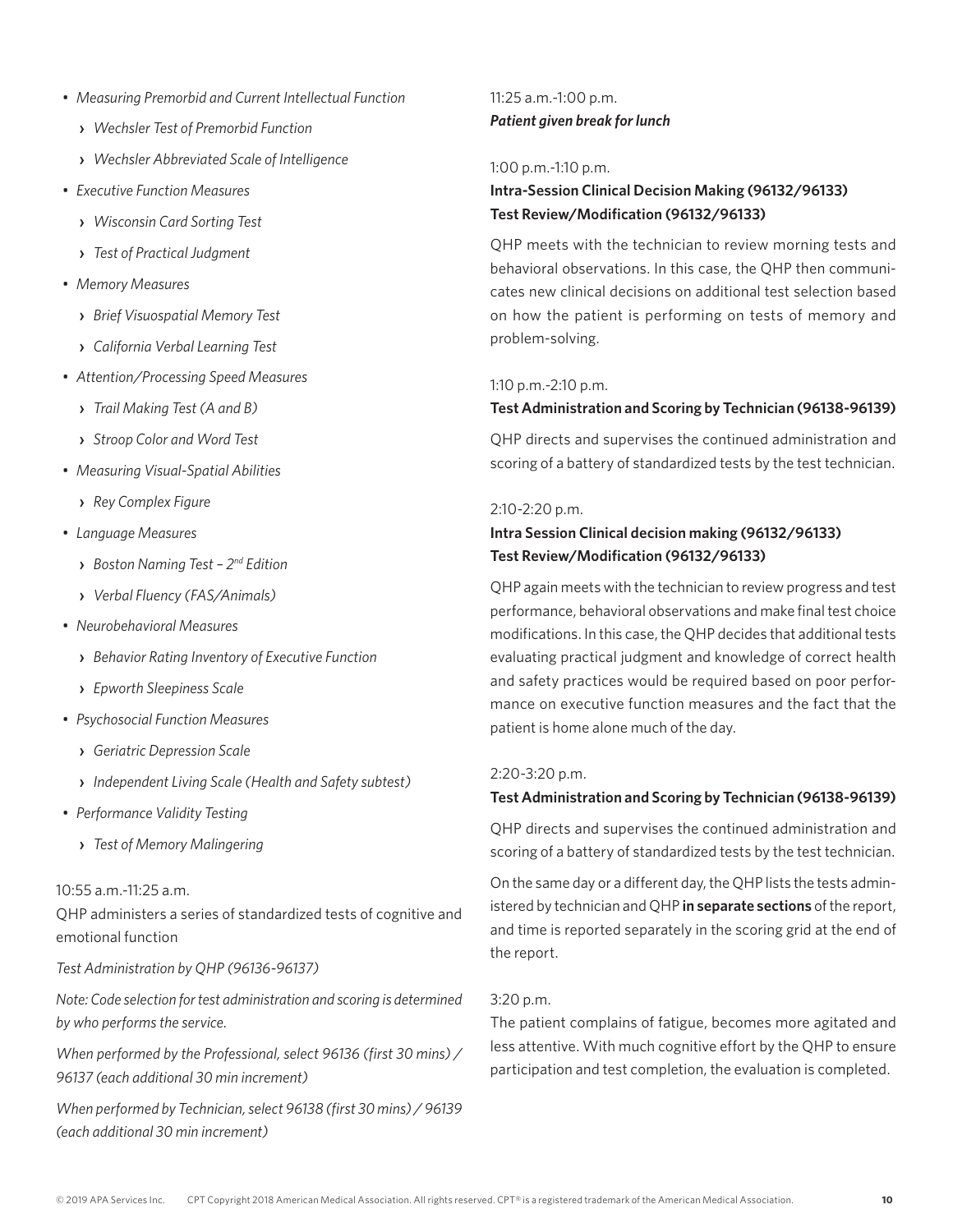- *Measuring Premorbid and Current Intellectual Function*
  - *Wechsler Test of Premorbid Function*
  - *Wechsler Abbreviated Scale of Intelligence*
- *Executive Function Measures*
  - *Wisconsin Card Sorting Test*
  - *Test of Practical Judgment*
- *Memory Measures*
  - *Brief Visuospatial Memory Test*
  - *California Verbal Learning Test*
- *Attention/Processing Speed Measures*
  - *Trail Making Test (A and B)*
  - *Stroop Color and Word Test*
- *Measuring Visual-Spatial Abilities*
  - *Rey Complex Figure*
- *Language Measures*
  - *Boston Naming Test – 2nd Edition*
  - *Verbal Fluency (FAS/Animals)*
- *Neurobehavioral Measures*
  - *Behavior Rating Inventory of Executive Function*
  - *Epworth Sleepiness Scale*
- *Psychosocial Function Measures*
  - *Geriatric Depression Scale*
  - *Independent Living Scale (Health and Safety subtest)*
- *Performance Validity Testing*
  - *Test of Memory Malingering*

10:55 a.m.-11:25 a.m.

QHP administers a series of standardized tests of cognitive and emotional function

*Test Administration by QHP (96136-96137)*

*Note: Code selection for test administration and scoring is determined by who performs the service.*

*When performed by the Professional, select 96136 (first 30 mins) / 96137 (each additional 30 min increment)*

*When performed by Technician, select 96138 (first 30 mins) / 96139 (each additional 30 min increment)*

11:25 a.m.-1:00 p.m.

***Patient given break for lunch***

1:00 p.m.-1:10 p.m.

**Intra-Session Clinical Decision Making (96132/96133)**
**Test Review/Modification (96132/96133)**

QHP meets with the technician to review morning tests and behavioral observations. In this case, the QHP then communicates new clinical decisions on additional test selection based on how the patient is performing on tests of memory and problem-solving.

1:10 p.m.-2:10 p.m.

**Test Administration and Scoring by Technician (96138-96139)**

QHP directs and supervises the continued administration and scoring of a battery of standardized tests by the test technician.

2:10-2:20 p.m.

**Intra Session Clinical decision making (96132/96133)**
**Test Review/Modification (96132/96133)**

QHP again meets with the technician to review progress and test performance, behavioral observations and make final test choice modifications. In this case, the QHP decides that additional tests evaluating practical judgment and knowledge of correct health and safety practices would be required based on poor performance on executive function measures and the fact that the patient is home alone much of the day.

2:20-3:20 p.m.

**Test Administration and Scoring by Technician (96138-96139)**

QHP directs and supervises the continued administration and scoring of a battery of standardized tests by the test technician.

On the same day or a different day, the QHP lists the tests administered by technician and QHP **in separate sections** of the report, and time is reported separately in the scoring grid at the end of the report.

3:20 p.m.

The patient complains of fatigue, becomes more agitated and less attentive. With much cognitive effort by the QHP to ensure participation and test completion, the evaluation is completed.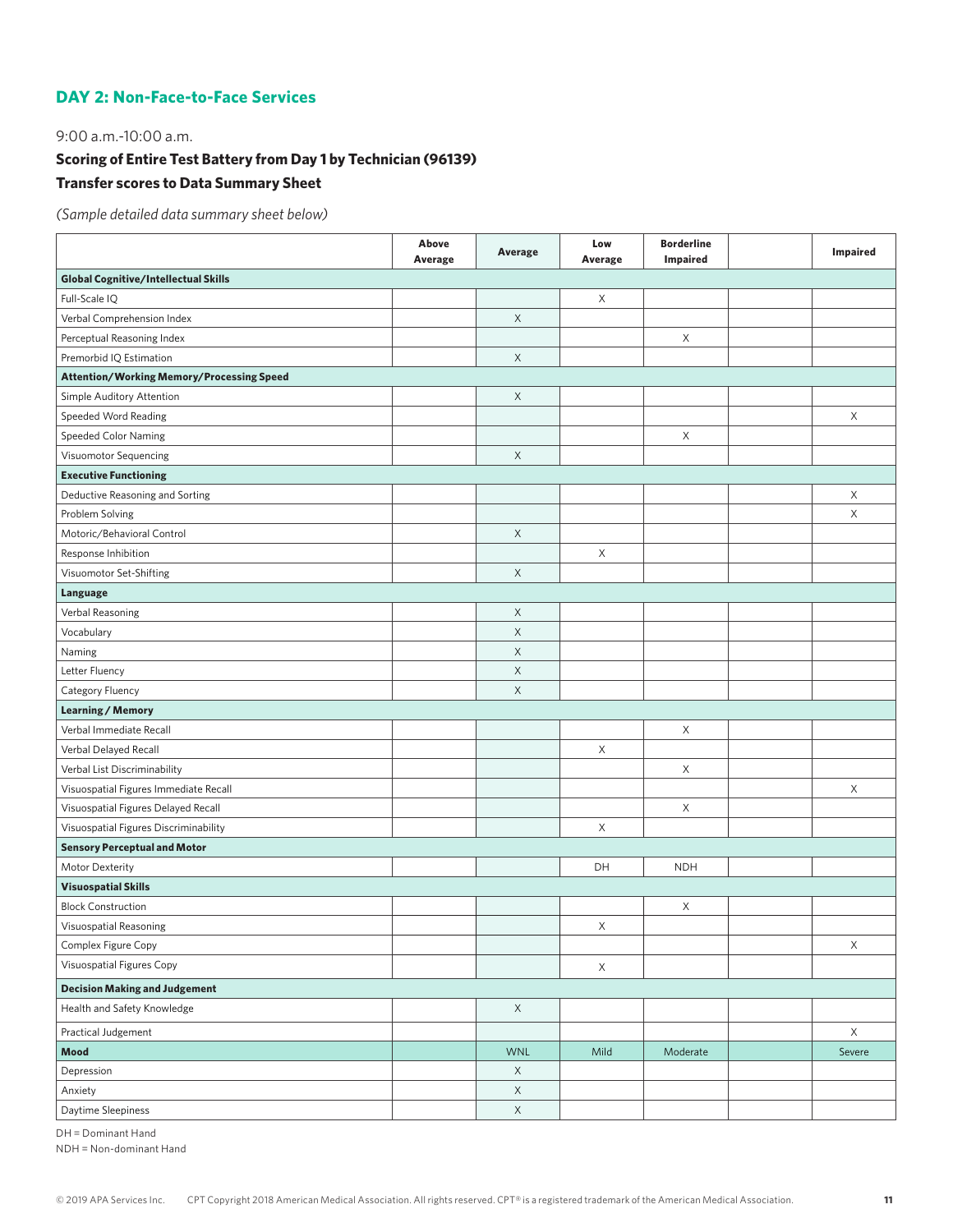## DAY 2: Non-Face-to-Face Services

9:00 a.m.-10:00 a.m.

**Scoring of Entire Test Battery from Day 1 by Technician (96139)**

**Transfer scores to Data Summary Sheet**

*(Sample detailed data summary sheet below)*

| | Above Average | Average | Low Average | Borderline Impaired | | Impaired |
|---|---|---|---|---|---|---|
| **Global Cognitive/Intellectual Skills** | | | | | | |
| Full-Scale IQ | | | X | | | |
| Verbal Comprehension Index | | X | | | | |
| Perceptual Reasoning Index | | | | X | | |
| Premorbid IQ Estimation | | X | | | | |
| **Attention/Working Memory/Processing Speed** | | | | | | |
| Simple Auditory Attention | | X | | | | |
| Speeded Word Reading | | | | | | X |
| Speeded Color Naming | | | | X | | |
| Visuomotor Sequencing | | X | | | | |
| **Executive Functioning** | | | | | | |
| Deductive Reasoning and Sorting | | | | | | X |
| Problem Solving | | | | | | X |
| Motoric/Behavioral Control | | X | | | | |
| Response Inhibition | | | X | | | |
| Visuomotor Set-Shifting | | X | | | | |
| **Language** | | | | | | |
| Verbal Reasoning | | X | | | | |
| Vocabulary | | X | | | | |
| Naming | | X | | | | |
| Letter Fluency | | X | | | | |
| Category Fluency | | X | | | | |
| **Learning / Memory** | | | | | | |
| Verbal Immediate Recall | | | | X | | |
| Verbal Delayed Recall | | | X | | | |
| Verbal List Discriminability | | | | X | | |
| Visuospatial Figures Immediate Recall | | | | | | X |
| Visuospatial Figures Delayed Recall | | | | X | | |
| Visuospatial Figures Discriminability | | | X | | | |
| **Sensory Perceptual and Motor** | | | | | | |
| Motor Dexterity | | | DH | NDH | | |
| **Visuospatial Skills** | | | | | | |
| Block Construction | | | | X | | |
| Visuospatial Reasoning | | | X | | | |
| Complex Figure Copy | | | | | | X |
| Visuospatial Figures Copy | | | X | | | |
| **Decision Making and Judgement** | | | | | | |
| Health and Safety Knowledge | | X | | | | |
| Practical Judgement | | | | | | X |
| **Mood** | | WNL | Mild | Moderate | | Severe |
| Depression | | X | | | | |
| Anxiety | | X | | | | |
| Daytime Sleepiness | | X | | | | |

DH = Dominant Hand

NDH = Non-dominant Hand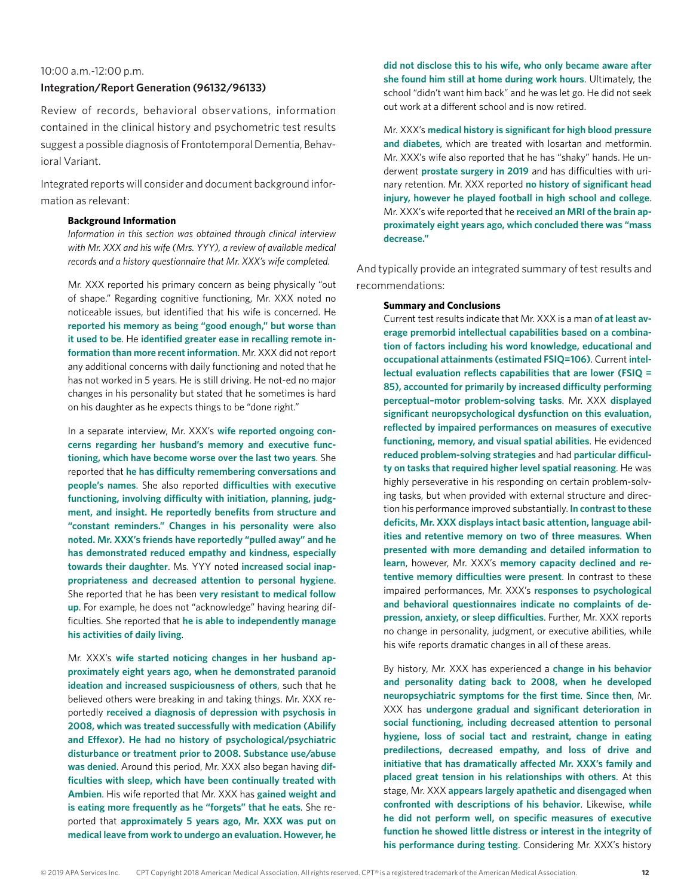10:00 a.m.-12:00 p.m.

**Integration/Report Generation (96132/96133)**

Review of records, behavioral observations, information contained in the clinical history and psychometric test results suggest a possible diagnosis of Frontotemporal Dementia, Behavioral Variant.

Integrated reports will consider and document background information as relevant:

> **Background Information**
>
> *Information in this section was obtained through clinical interview with Mr. XXX and his wife (Mrs. YYY), a review of available medical records and a history questionnaire that Mr. XXX's wife completed.*
>
> Mr. XXX reported his primary concern as being physically "out of shape." Regarding cognitive functioning, Mr. XXX noted no noticeable issues, but identified that his wife is concerned. He **reported his memory as being "good enough," but worse than it used to be**. He **identified greater ease in recalling remote information than more recent information**. Mr. XXX did not report any additional concerns with daily functioning and noted that he has not worked in 5 years. He is still driving. He not-ed no major changes in his personality but stated that he sometimes is hard on his daughter as he expects things to be "done right."
>
> In a separate interview, Mr. XXX's **wife reported ongoing concerns regarding her husband's memory and executive functioning, which have become worse over the last two years**. She reported that **he has difficulty remembering conversations and people's names**. She also reported **difficulties with executive functioning, involving difficulty with initiation, planning, judgment, and insight. He reportedly benefits from structure and "constant reminders." Changes in his personality were also noted. Mr. XXX's friends have reportedly "pulled away" and he has demonstrated reduced empathy and kindness, especially towards their daughter**. Ms. YYY noted **increased social inappropriateness and decreased attention to personal hygiene**. She reported that he has been **very resistant to medical follow up**. For example, he does not "acknowledge" having hearing difficulties. She reported that **he is able to independently manage his activities of daily living**.
>
> Mr. XXX's **wife started noticing changes in her husband approximately eight years ago, when he demonstrated paranoid ideation and increased suspiciousness of others**, such that he believed others were breaking in and taking things. Mr. XXX reportedly **received a diagnosis of depression with psychosis in 2008, which was treated successfully with medication (Abilify and Effexor). He had no history of psychological/psychiatric disturbance or treatment prior to 2008. Substance use/abuse was denied**. Around this period, Mr. XXX also began having **difficulties with sleep, which have been continually treated with Ambien**. His wife reported that Mr. XXX has **gained weight and is eating more frequently as he "forgets" that he eats**. She reported that **approximately 5 years ago, Mr. XXX was put on medical leave from work to undergo an evaluation. However, he did not disclose this to his wife, who only became aware after she found him still at home during work hours**. Ultimately, the school "didn't want him back" and he was let go. He did not seek out work at a different school and is now retired.
>
> Mr. XXX's **medical history is significant for high blood pressure and diabetes**, which are treated with losartan and metformin. Mr. XXX's wife also reported that he has "shaky" hands. He underwent **prostate surgery in 2019** and has difficulties with urinary retention. Mr. XXX reported **no history of significant head injury, however he played football in high school and college**. Mr. XXX's wife reported that he **received an MRI of the brain approximately eight years ago, which concluded there was "mass decrease."**

And typically provide an integrated summary of test results and recommendations:

> **Summary and Conclusions**
>
> Current test results indicate that Mr. XXX is a man **of at least average premorbid intellectual capabilities based on a combination of factors including his word knowledge, educational and occupational attainments (estimated FSIQ=106)**. Current **intellectual evaluation reflects capabilities that are lower (FSIQ = 85), accounted for primarily by increased difficulty performing perceptual–motor problem-solving tasks**. Mr. XXX **displayed significant neuropsychological dysfunction on this evaluation, reflected by impaired performances on measures of executive functioning, memory, and visual spatial abilities**. He evidenced **reduced problem-solving strategies** and had **particular difficulty on tasks that required higher level spatial reasoning**. He was highly perseverative in his responding on certain problem-solving tasks, but when provided with external structure and direction his performance improved substantially. **In contrast to these deficits, Mr. XXX displays intact basic attention, language abilities and retentive memory on two of three measures**. **When presented with more demanding and detailed information to learn**, however, Mr. XXX's **memory capacity declined and retentive memory difficulties were present**. In contrast to these impaired performances, Mr. XXX's **responses to psychological and behavioral questionnaires indicate no complaints of depression, anxiety, or sleep difficulties**. Further, Mr. XXX reports no change in personality, judgment, or executive abilities, while his wife reports dramatic changes in all of these areas.
>
> By history, Mr. XXX has experienced a **change in his behavior and personality dating back to 2008, when he developed neuropsychiatric symptoms for the first time**. **Since then**, Mr. XXX has **undergone gradual and significant deterioration in social functioning, including decreased attention to personal hygiene, loss of social tact and restraint, change in eating predilections, decreased empathy, and loss of drive and initiative that has dramatically affected Mr. XXX's family and placed great tension in his relationships with others**. At this stage, Mr. XXX **appears largely apathetic and disengaged when confronted with descriptions of his behavior**. Likewise, **while he did not perform well, on specific measures of executive function he showed little distress or interest in the integrity of his performance during testing**. Considering Mr. XXX's history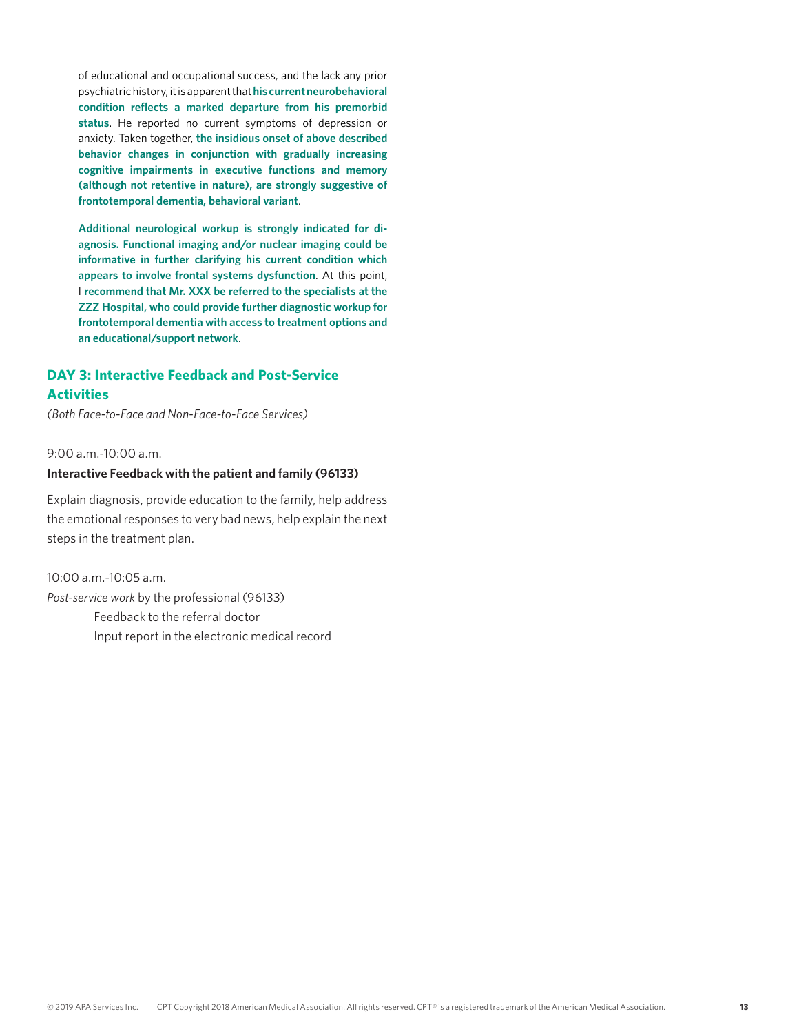of educational and occupational success, and the lack any prior psychiatric history, it is apparent that **his current neurobehavioral condition reflects a marked departure from his premorbid status**. He reported no current symptoms of depression or anxiety. Taken together, **the insidious onset of above described behavior changes in conjunction with gradually increasing cognitive impairments in executive functions and memory (although not retentive in nature), are strongly suggestive of frontotemporal dementia, behavioral variant**.

**Additional neurological workup is strongly indicated for diagnosis. Functional imaging and/or nuclear imaging could be informative in further clarifying his current condition which appears to involve frontal systems dysfunction**. At this point, I **recommend that Mr. XXX be referred to the specialists at the ZZZ Hospital, who could provide further diagnostic workup for frontotemporal dementia with access to treatment options and an educational/support network**.

## DAY 3: Interactive Feedback and Post-Service Activities

*(Both Face-to-Face and Non-Face-to-Face Services)*

9:00 a.m.-10:00 a.m.

**Interactive Feedback with the patient and family (96133)**

Explain diagnosis, provide education to the family, help address the emotional responses to very bad news, help explain the next steps in the treatment plan.

10:00 a.m.-10:05 a.m.

*Post-service work* by the professional (96133)

- Feedback to the referral doctor
- Input report in the electronic medical record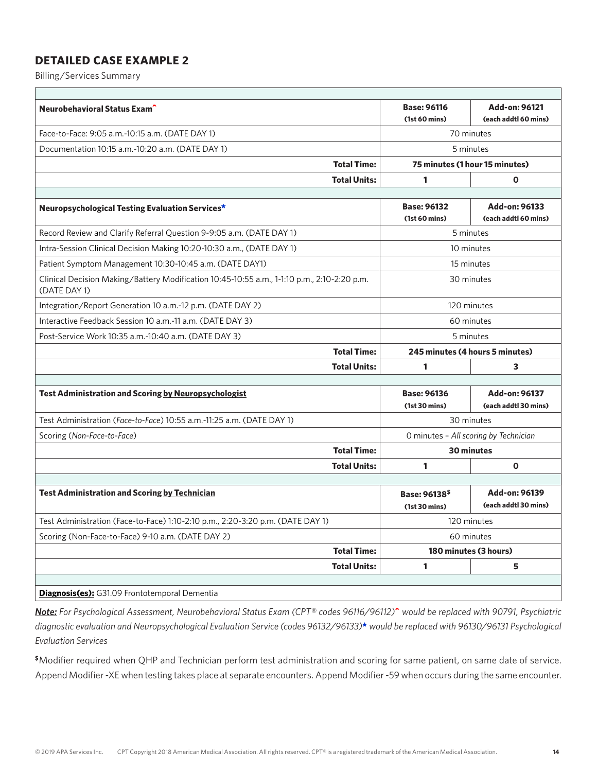## DETAILED CASE EXAMPLE 2

Billing/Services Summary

| | | |
|---|---|---|
| **Neurobehavioral Status Exam^** | **Base: 96116** **(1st 60 mins)** | **Add-on: 96121** **(each addtl 60 mins)** |
| Face-to-Face: 9:05 a.m.-10:15 a.m. (DATE DAY 1) | 70 minutes | |
| Documentation 10:15 a.m.-10:20 a.m. (DATE DAY 1) | 5 minutes | |
| **Total Time:** | **75 minutes (1 hour 15 minutes)** | |
| **Total Units:** | **1** | **0** |
| | | |
| **Neuropsychological Testing Evaluation Services★** | **Base: 96132** **(1st 60 mins)** | **Add-on: 96133** **(each addtl 60 mins)** |
| Record Review and Clarify Referral Question 9-9:05 a.m. (DATE DAY 1) | 5 minutes | |
| Intra-Session Clinical Decision Making 10:20-10:30 a.m., (DATE DAY 1) | 10 minutes | |
| Patient Symptom Management 10:30-10:45 a.m. (DATE DAY1) | 15 minutes | |
| Clinical Decision Making/Battery Modification 10:45-10:55 a.m., 1-1:10 p.m., 2:10-2:20 p.m. (DATE DAY 1) | 30 minutes | |
| Integration/Report Generation 10 a.m.-12 p.m. (DATE DAY 2) | 120 minutes | |
| Interactive Feedback Session 10 a.m.-11 a.m. (DATE DAY 3) | 60 minutes | |
| Post-Service Work 10:35 a.m.-10:40 a.m. (DATE DAY 3) | 5 minutes | |
| **Total Time:** | **245 minutes (4 hours 5 minutes)** | |
| **Total Units:** | **1** | **3** |
| | | |
| **Test Administration and Scoring by Neuropsychologist** | **Base: 96136** **(1st 30 mins)** | **Add-on: 96137** **(each addtl 30 mins)** |
| Test Administration (*Face-to-Face*) 10:55 a.m.-11:25 a.m. (DATE DAY 1) | 30 minutes | |
| Scoring (*Non-Face-to-Face*) | 0 minutes – *All scoring by Technician* | |
| **Total Time:** | **30 minutes** | |
| **Total Units:** | **1** | **0** |
| | | |
| **Test Administration and Scoring by Technician** | **Base: 96138$** **(1st 30 mins)** | **Add-on: 96139** **(each addtl 30 mins)** |
| Test Administration (Face-to-Face) 1:10-2:10 p.m., 2:20-3:20 p.m. (DATE DAY 1) | 120 minutes | |
| Scoring (Non-Face-to-Face) 9-10 a.m. (DATE DAY 2) | 60 minutes | |
| **Total Time:** | **180 minutes (3 hours)** | |
| **Total Units:** | **1** | **5** |
| | | |
| **Diagnosis(es):** G31.09 Frontotemporal Dementia | | |

***Note:*** *For Psychological Assessment, Neurobehavioral Status Exam (CPT® codes 96116/96112)^ would be replaced with 90791, Psychiatric diagnostic evaluation and Neuropsychological Evaluation Service (codes 96132/96133)★ would be replaced with 96130/96131 Psychological Evaluation Services*

$Modifier required when QHP and Technician perform test administration and scoring for same patient, on same date of service. Append Modifier -XE when testing takes place at separate encounters. Append Modifier -59 when occurs during the same encounter.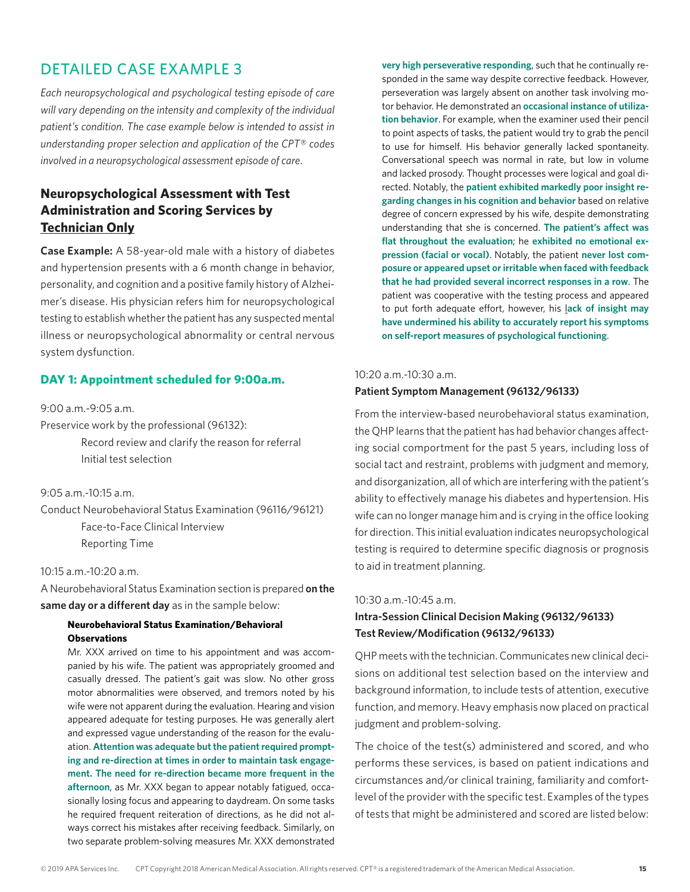## DETAILED CASE EXAMPLE 3

*Each neuropsychological and psychological testing episode of care will vary depending on the intensity and complexity of the individual patient's condition. The case example below is intended to assist in understanding proper selection and application of the CPT® codes involved in a neuropsychological assessment episode of care.*

### Neuropsychological Assessment with Test Administration and Scoring Services by Technician Only

**Case Example:** A 58-year-old male with a history of diabetes and hypertension presents with a 6 month change in behavior, personality, and cognition and a positive family history of Alzheimer's disease. His physician refers him for neuropsychological testing to establish whether the patient has any suspected mental illness or neuropsychological abnormality or central nervous system dysfunction.

#### DAY 1: Appointment scheduled for 9:00a.m.

9:00 a.m.-9:05 a.m.

Preservice work by the professional (96132):

- Record review and clarify the reason for referral
- Initial test selection

9:05 a.m.-10:15 a.m.

Conduct Neurobehavioral Status Examination (96116/96121)

- Face-to-Face Clinical Interview
- Reporting Time

10:15 a.m.-10:20 a.m.

A Neurobehavioral Status Examination section is prepared **on the same day or a different day** as in the sample below:

**Neurobehavioral Status Examination/Behavioral Observations**

Mr. XXX arrived on time to his appointment and was accompanied by his wife. The patient was appropriately groomed and casually dressed. The patient's gait was slow. No other gross motor abnormalities were observed, and tremors noted by his wife were not apparent during the evaluation. Hearing and vision appeared adequate for testing purposes. He was generally alert and expressed vague understanding of the reason for the evaluation. **Attention was adequate but the patient required prompting and re-direction at times in order to maintain task engagement. The need for re-direction became more frequent in the afternoon**, as Mr. XXX began to appear notably fatigued, occasionally losing focus and appearing to daydream. On some tasks he required frequent reiteration of directions, as he did not always correct his mistakes after receiving feedback. Similarly, on two separate problem-solving measures Mr. XXX demonstrated **very high perseverative responding**, such that he continually responded in the same way despite corrective feedback. However, perseveration was largely absent on another task involving motor behavior. He demonstrated an **occasional instance of utilization behavior**. For example, when the examiner used their pencil to point aspects of tasks, the patient would try to grab the pencil to use for himself. His behavior generally lacked spontaneity. Conversational speech was normal in rate, but low in volume and lacked prosody. Thought processes were logical and goal directed. Notably, the **patient exhibited markedly poor insight regarding changes in his cognition and behavior** based on relative degree of concern expressed by his wife, despite demonstrating understanding that she is concerned. **The patient's affect was flat throughout the evaluation**; he **exhibited no emotional expression (facial or vocal)**. Notably, the patient **never lost composure or appeared upset or irritable when faced with feedback that he had provided several incorrect responses in a row**. The patient was cooperative with the testing process and appeared to put forth adequate effort, however, his **lack of insight may have undermined his ability to accurately report his symptoms on self-report measures of psychological functioning**.

10:20 a.m.-10:30 a.m.

**Patient Symptom Management (96132/96133)**

From the interview-based neurobehavioral status examination, the QHP learns that the patient has had behavior changes affecting social comportment for the past 5 years, including loss of social tact and restraint, problems with judgment and memory, and disorganization, all of which are interfering with the patient's ability to effectively manage his diabetes and hypertension. His wife can no longer manage him and is crying in the office looking for direction. This initial evaluation indicates neuropsychological testing is required to determine specific diagnosis or prognosis to aid in treatment planning.

10:30 a.m.-10:45 a.m.

**Intra-Session Clinical Decision Making (96132/96133)**
**Test Review/Modification (96132/96133)**

QHP meets with the technician. Communicates new clinical decisions on additional test selection based on the interview and background information, to include tests of attention, executive function, and memory. Heavy emphasis now placed on practical judgment and problem-solving.

The choice of the test(s) administered and scored, and who performs these services, is based on patient indications and circumstances and/or clinical training, familiarity and comfort-level of the provider with the specific test. Examples of the types of tests that might be administered and scored are listed below: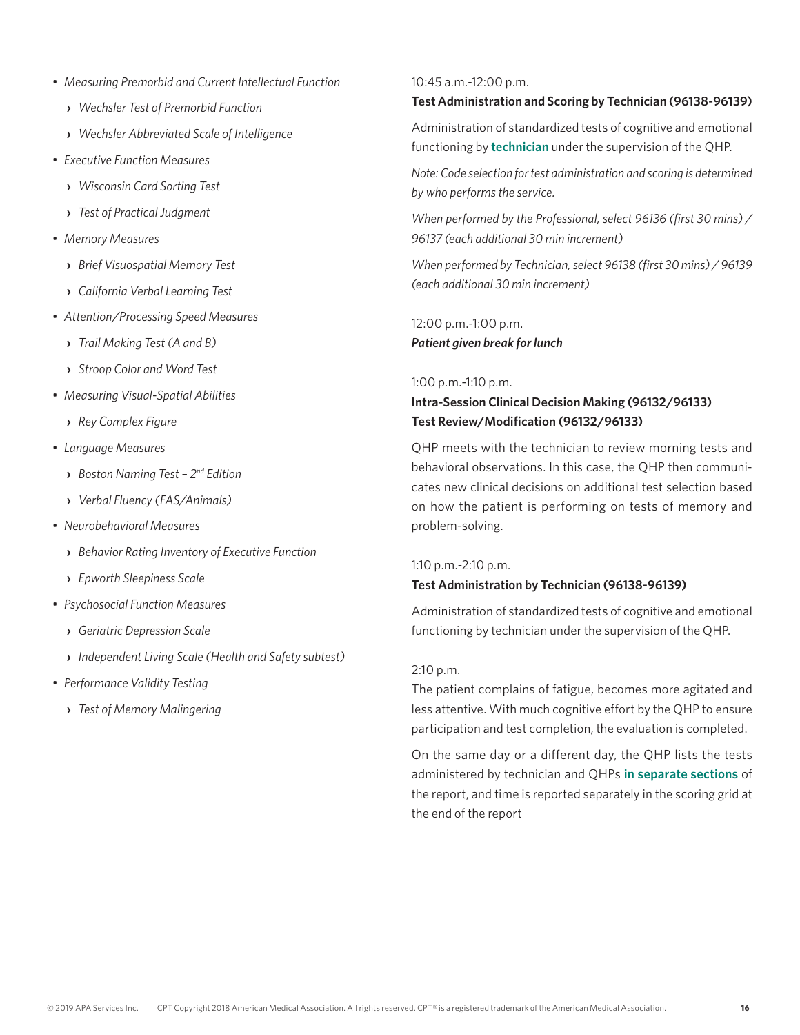- *Measuring Premorbid and Current Intellectual Function*
  - *Wechsler Test of Premorbid Function*
  - *Wechsler Abbreviated Scale of Intelligence*
- *Executive Function Measures*
  - *Wisconsin Card Sorting Test*
  - *Test of Practical Judgment*
- *Memory Measures*
  - *Brief Visuospatial Memory Test*
  - *California Verbal Learning Test*
- *Attention/Processing Speed Measures*
  - *Trail Making Test (A and B)*
  - *Stroop Color and Word Test*
- *Measuring Visual-Spatial Abilities*
  - *Rey Complex Figure*
- *Language Measures*
  - *Boston Naming Test – 2nd Edition*
  - *Verbal Fluency (FAS/Animals)*
- *Neurobehavioral Measures*
  - *Behavior Rating Inventory of Executive Function*
  - *Epworth Sleepiness Scale*
- *Psychosocial Function Measures*
  - *Geriatric Depression Scale*
  - *Independent Living Scale (Health and Safety subtest)*
- *Performance Validity Testing*
  - *Test of Memory Malingering*

10:45 a.m.-12:00 p.m.

**Test Administration and Scoring by Technician (96138-96139)**

Administration of standardized tests of cognitive and emotional functioning by **technician** under the supervision of the QHP.

*Note: Code selection for test administration and scoring is determined by who performs the service.*

*When performed by the Professional, select 96136 (first 30 mins) / 96137 (each additional 30 min increment)*

*When performed by Technician, select 96138 (first 30 mins) / 96139 (each additional 30 min increment)*

12:00 p.m.-1:00 p.m.

***Patient given break for lunch***

1:00 p.m.-1:10 p.m.

**Intra-Session Clinical Decision Making (96132/96133)**
**Test Review/Modification (96132/96133)**

QHP meets with the technician to review morning tests and behavioral observations. In this case, the QHP then communicates new clinical decisions on additional test selection based on how the patient is performing on tests of memory and problem-solving.

1:10 p.m.-2:10 p.m.

**Test Administration by Technician (96138-96139)**

Administration of standardized tests of cognitive and emotional functioning by technician under the supervision of the QHP.

2:10 p.m.

The patient complains of fatigue, becomes more agitated and less attentive. With much cognitive effort by the QHP to ensure participation and test completion, the evaluation is completed.

On the same day or a different day, the QHP lists the tests administered by technician and QHPs **in separate sections** of the report, and time is reported separately in the scoring grid at the end of the report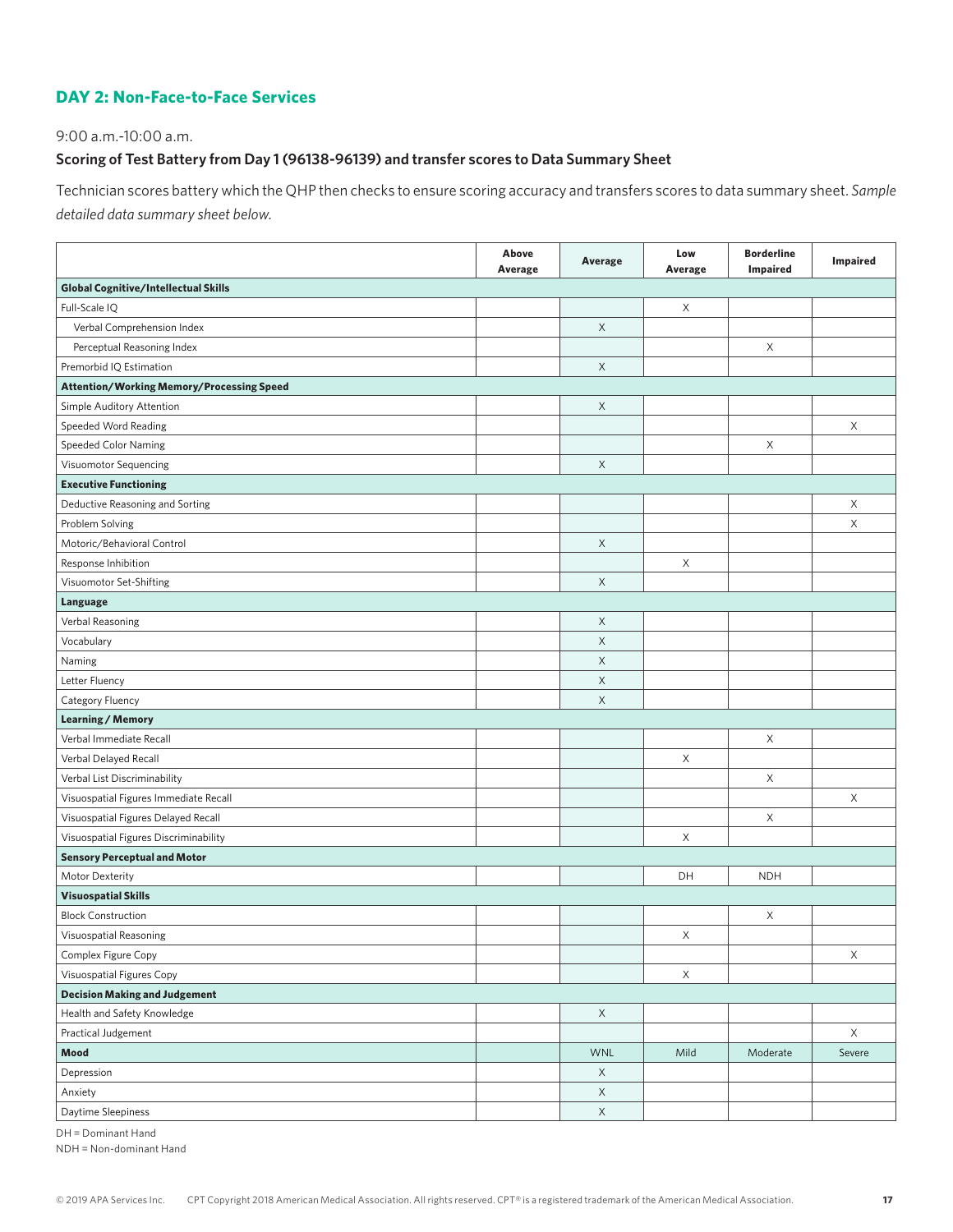## DAY 2: Non-Face-to-Face Services

9:00 a.m.-10:00 a.m.

**Scoring of Test Battery from Day 1 (96138-96139) and transfer scores to Data Summary Sheet**

Technician scores battery which the QHP then checks to ensure scoring accuracy and transfers scores to data summary sheet. *Sample detailed data summary sheet below.*

| | Above Average | Average | Low Average | Borderline Impaired | Impaired |
|---|---|---|---|---|---|
| **Global Cognitive/Intellectual Skills** | | | | | |
| Full-Scale IQ | | | X | | |
| Verbal Comprehension Index | | X | | | |
| Perceptual Reasoning Index | | | | X | |
| Premorbid IQ Estimation | | X | | | |
| **Attention/Working Memory/Processing Speed** | | | | | |
| Simple Auditory Attention | | X | | | |
| Speeded Word Reading | | | | | X |
| Speeded Color Naming | | | | X | |
| Visuomotor Sequencing | | X | | | |
| **Executive Functioning** | | | | | |
| Deductive Reasoning and Sorting | | | | | X |
| Problem Solving | | | | | X |
| Motoric/Behavioral Control | | X | | | |
| Response Inhibition | | | X | | |
| Visuomotor Set-Shifting | | X | | | |
| **Language** | | | | | |
| Verbal Reasoning | | X | | | |
| Vocabulary | | X | | | |
| Naming | | X | | | |
| Letter Fluency | | X | | | |
| Category Fluency | | X | | | |
| **Learning / Memory** | | | | | |
| Verbal Immediate Recall | | | | X | |
| Verbal Delayed Recall | | | X | | |
| Verbal List Discriminability | | | | X | |
| Visuospatial Figures Immediate Recall | | | | | X |
| Visuospatial Figures Delayed Recall | | | | X | |
| Visuospatial Figures Discriminability | | | X | | |
| **Sensory Perceptual and Motor** | | | | | |
| Motor Dexterity | | | DH | NDH | |
| **Visuospatial Skills** | | | | | |
| Block Construction | | | | X | |
| Visuospatial Reasoning | | | X | | |
| Complex Figure Copy | | | | | X |
| Visuospatial Figures Copy | | | X | | |
| **Decision Making and Judgement** | | | | | |
| Health and Safety Knowledge | | X | | | |
| Practical Judgement | | | | | X |
| **Mood** | | WNL | Mild | Moderate | Severe |
| Depression | | X | | | |
| Anxiety | | X | | | |
| Daytime Sleepiness | | X | | | |

DH = Dominant Hand
NDH = Non-dominant Hand

© 2019 APA Services Inc. CPT Copyright 2018 American Medical Association. All rights reserved. CPT® is a registered trademark of the American Medical Association.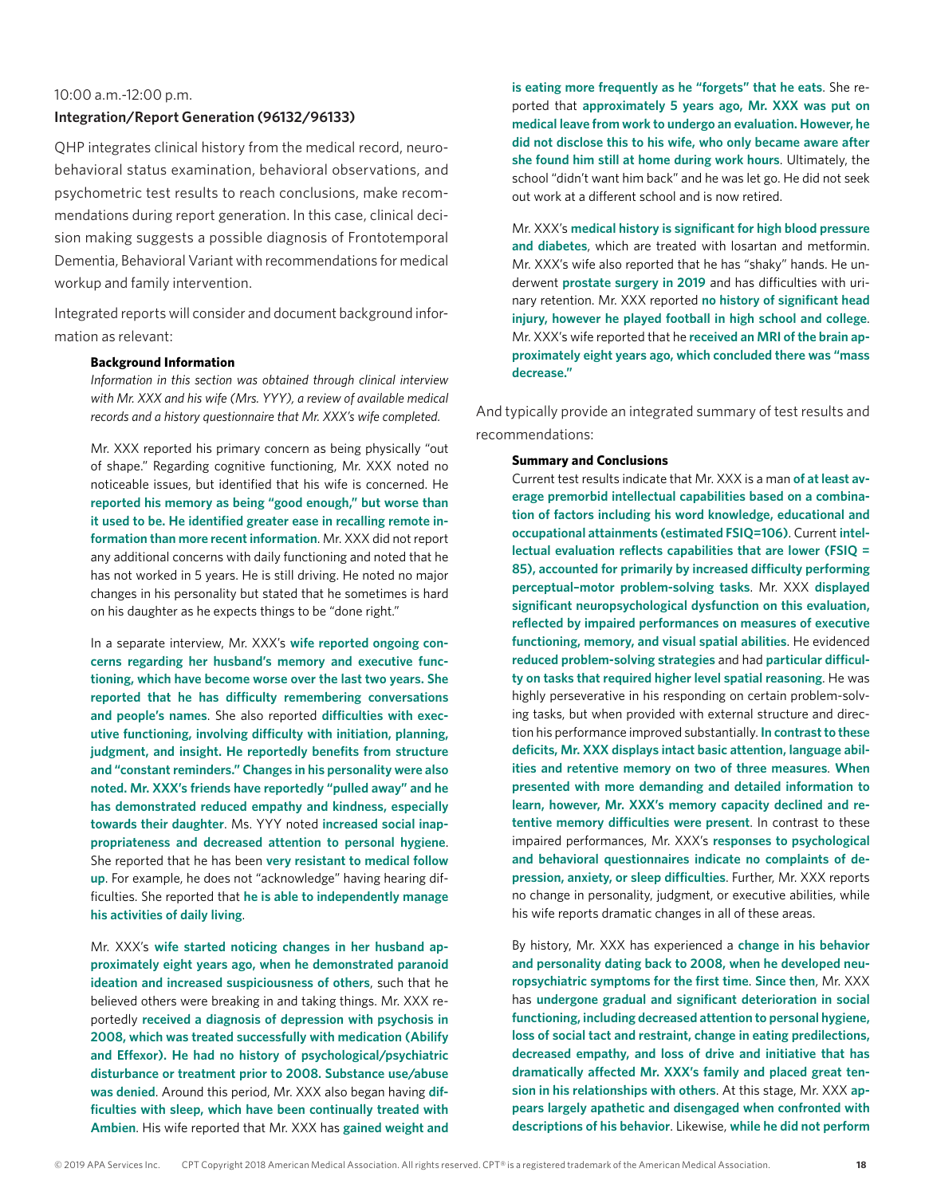10:00 a.m.-12:00 p.m.

**Integration/Report Generation (96132/96133)**

QHP integrates clinical history from the medical record, neurobehavioral status examination, behavioral observations, and psychometric test results to reach conclusions, make recommendations during report generation. In this case, clinical decision making suggests a possible diagnosis of Frontotemporal Dementia, Behavioral Variant with recommendations for medical workup and family intervention.

Integrated reports will consider and document background information as relevant:

> **Background Information**
>
> *Information in this section was obtained through clinical interview with Mr. XXX and his wife (Mrs. YYY), a review of available medical records and a history questionnaire that Mr. XXX's wife completed.*
>
> Mr. XXX reported his primary concern as being physically "out of shape." Regarding cognitive functioning, Mr. XXX noted no noticeable issues, but identified that his wife is concerned. He **reported his memory as being "good enough," but worse than it used to be. He identified greater ease in recalling remote information than more recent information**. Mr. XXX did not report any additional concerns with daily functioning and noted that he has not worked in 5 years. He is still driving. He noted no major changes in his personality but stated that he sometimes is hard on his daughter as he expects things to be "done right."
>
> In a separate interview, Mr. XXX's **wife reported ongoing concerns regarding her husband's memory and executive functioning, which have become worse over the last two years. She reported that he has difficulty remembering conversations and people's names**. She also reported **difficulties with executive functioning, involving difficulty with initiation, planning, judgment, and insight. He reportedly benefits from structure and "constant reminders." Changes in his personality were also noted. Mr. XXX's friends have reportedly "pulled away" and he has demonstrated reduced empathy and kindness, especially towards their daughter**. Ms. YYY noted **increased social inappropriateness and decreased attention to personal hygiene**. She reported that he has been **very resistant to medical follow up**. For example, he does not "acknowledge" having hearing difficulties. She reported that **he is able to independently manage his activities of daily living**.
>
> Mr. XXX's **wife started noticing changes in her husband approximately eight years ago, when he demonstrated paranoid ideation and increased suspiciousness of others**, such that he believed others were breaking in and taking things. Mr. XXX reportedly **received a diagnosis of depression with psychosis in 2008, which was treated successfully with medication (Abilify and Effexor). He had no history of psychological/psychiatric disturbance or treatment prior to 2008. Substance use/abuse was denied**. Around this period, Mr. XXX also began having **difficulties with sleep, which have been continually treated with Ambien**. His wife reported that Mr. XXX has **gained weight and is eating more frequently as he "forgets" that he eats**. She reported that **approximately 5 years ago, Mr. XXX was put on medical leave from work to undergo an evaluation. However, he did not disclose this to his wife, who only became aware after she found him still at home during work hours**. Ultimately, the school "didn't want him back" and he was let go. He did not seek out work at a different school and is now retired.
>
> Mr. XXX's **medical history is significant for high blood pressure and diabetes**, which are treated with losartan and metformin. Mr. XXX's wife also reported that he has "shaky" hands. He underwent **prostate surgery in 2019** and has difficulties with urinary retention. Mr. XXX reported **no history of significant head injury, however he played football in high school and college**. Mr. XXX's wife reported that he **received an MRI of the brain approximately eight years ago, which concluded there was "mass decrease."**

And typically provide an integrated summary of test results and recommendations:

> **Summary and Conclusions**
>
> Current test results indicate that Mr. XXX is a man **of at least average premorbid intellectual capabilities based on a combination of factors including his word knowledge, educational and occupational attainments (estimated FSIQ=106)**. Current **intellectual evaluation reflects capabilities that are lower (FSIQ = 85), accounted for primarily by increased difficulty performing perceptual–motor problem-solving tasks**. Mr. XXX **displayed significant neuropsychological dysfunction on this evaluation, reflected by impaired performances on measures of executive functioning, memory, and visual spatial abilities**. He evidenced **reduced problem-solving strategies** and had **particular difficulty on tasks that required higher level spatial reasoning**. He was highly perseverative in his responding on certain problem-solving tasks, but when provided with external structure and direction his performance improved substantially. **In contrast to these deficits, Mr. XXX displays intact basic attention, language abilities and retentive memory on two of three measures**. **When presented with more demanding and detailed information to learn, however, Mr. XXX's memory capacity declined and retentive memory difficulties were present**. In contrast to these impaired performances, Mr. XXX's **responses to psychological and behavioral questionnaires indicate no complaints of depression, anxiety, or sleep difficulties**. Further, Mr. XXX reports no change in personality, judgment, or executive abilities, while his wife reports dramatic changes in all of these areas.
>
> By history, Mr. XXX has experienced a **change in his behavior and personality dating back to 2008, when he developed neuropsychiatric symptoms for the first time**. **Since then**, Mr. XXX has **undergone gradual and significant deterioration in social functioning, including decreased attention to personal hygiene, loss of social tact and restraint, change in eating predilections, decreased empathy, and loss of drive and initiative that has dramatically affected Mr. XXX's family and placed great tension in his relationships with others**. At this stage, Mr. XXX **appears largely apathetic and disengaged when confronted with descriptions of his behavior**. Likewise, **while he did not perform**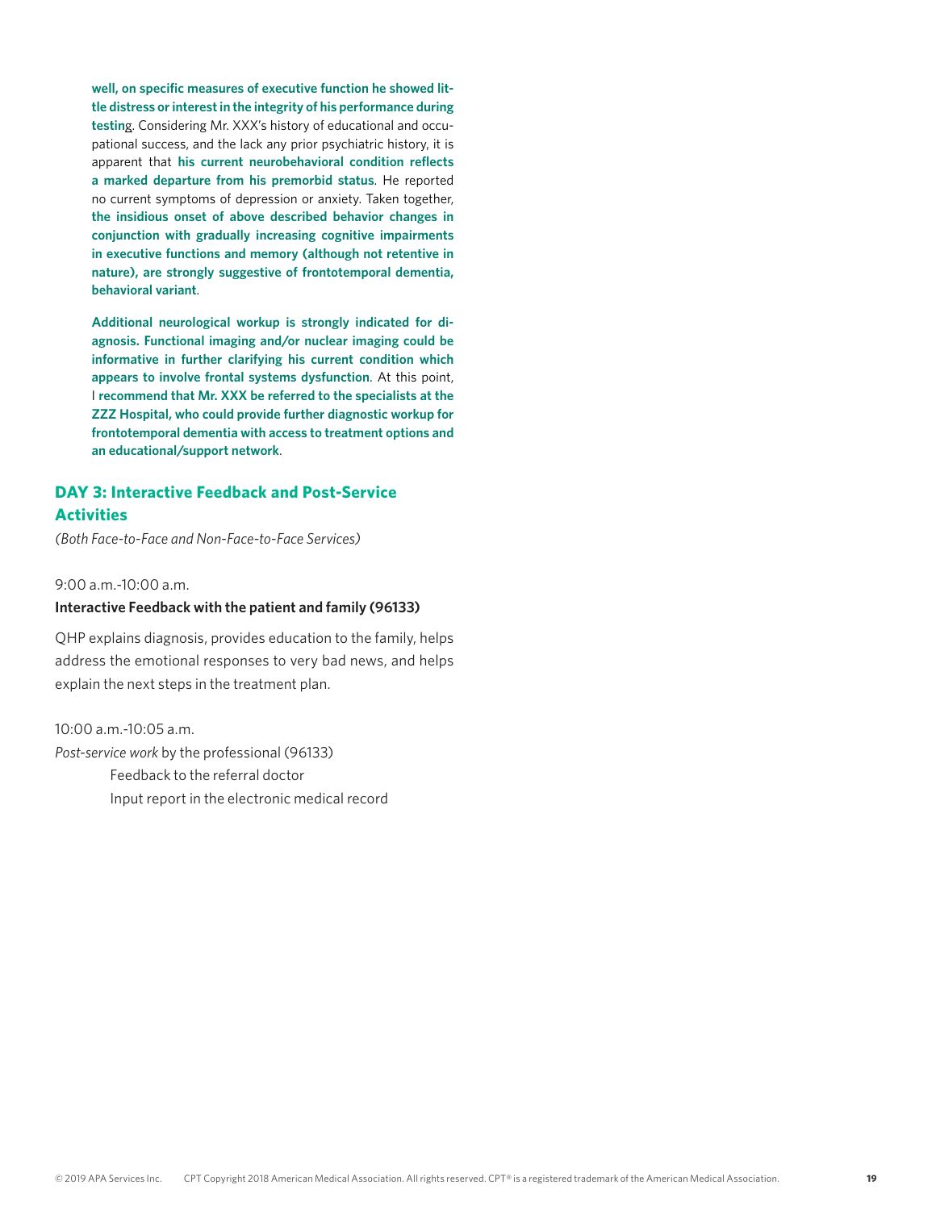**well, on specific measures of executive function he showed little distress or interest in the integrity of his performance during testin**g. Considering Mr. XXX's history of educational and occupational success, and the lack any prior psychiatric history, it is apparent that **his current neurobehavioral condition reflects a marked departure from his premorbid status**. He reported no current symptoms of depression or anxiety. Taken together, **the insidious onset of above described behavior changes in conjunction with gradually increasing cognitive impairments in executive functions and memory (although not retentive in nature), are strongly suggestive of frontotemporal dementia, behavioral variant**.

**Additional neurological workup is strongly indicated for diagnosis. Functional imaging and/or nuclear imaging could be informative in further clarifying his current condition which appears to involve frontal systems dysfunction**. At this point, I **recommend that Mr. XXX be referred to the specialists at the ZZZ Hospital, who could provide further diagnostic workup for frontotemporal dementia with access to treatment options and an educational/support network**.

## DAY 3: Interactive Feedback and Post-Service Activities

*(Both Face-to-Face and Non-Face-to-Face Services)*

9:00 a.m.-10:00 a.m.

**Interactive Feedback with the patient and family (96133)**

QHP explains diagnosis, provides education to the family, helps address the emotional responses to very bad news, and helps explain the next steps in the treatment plan.

10:00 a.m.-10:05 a.m.

*Post-service work* by the professional (96133)

- Feedback to the referral doctor
- Input report in the electronic medical record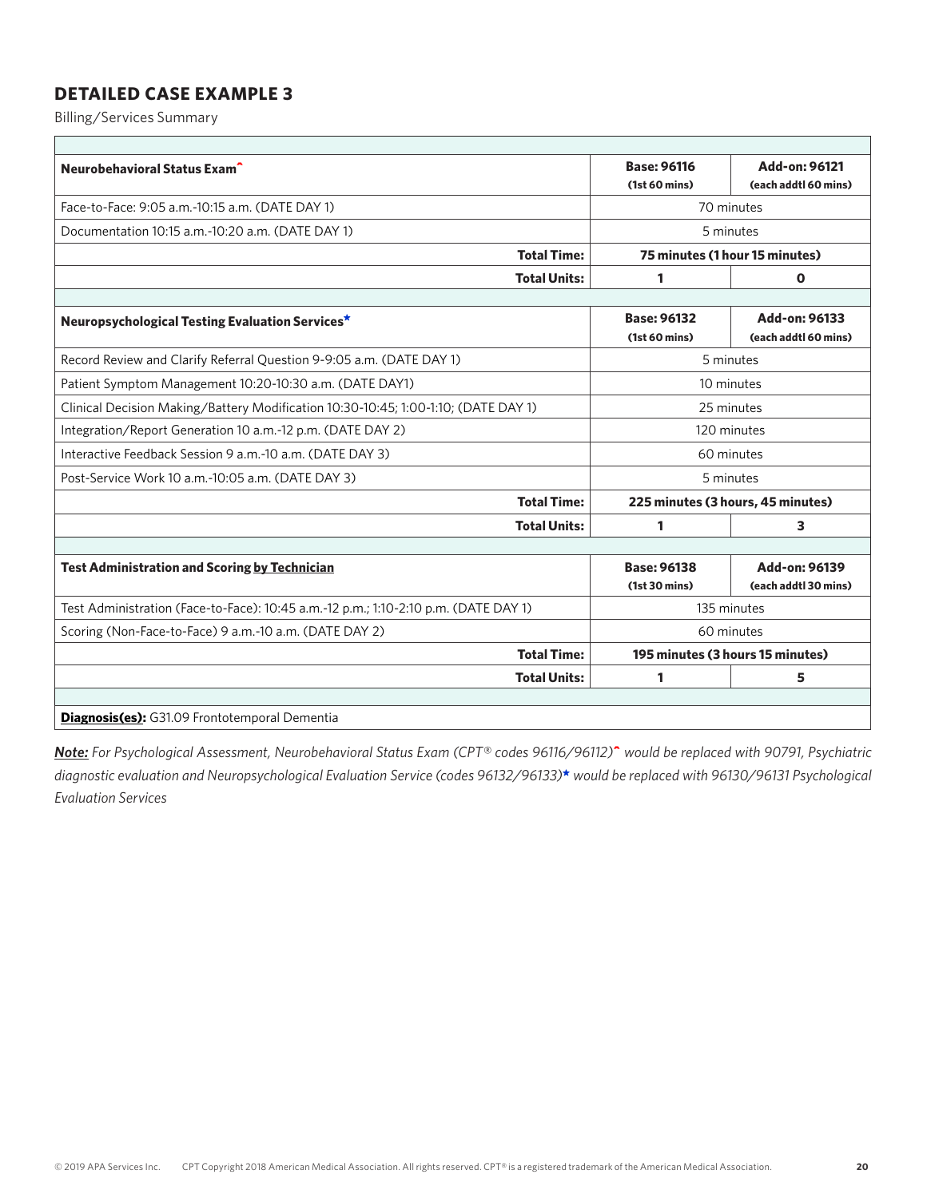## DETAILED CASE EXAMPLE 3

Billing/Services Summary

| | | |
|---|---|---|
| **Neurobehavioral Status Exam^** | **Base: 96116 (1st 60 mins)** | **Add-on: 96121 (each addtl 60 mins)** |
| Face-to-Face: 9:05 a.m.-10:15 a.m. (DATE DAY 1) | 70 minutes | |
| Documentation 10:15 a.m.-10:20 a.m. (DATE DAY 1) | 5 minutes | |
| **Total Time:** | **75 minutes (1 hour 15 minutes)** | |
| **Total Units:** | **1** | **0** |
| | | |
| **Neuropsychological Testing Evaluation Services*** | **Base: 96132 (1st 60 mins)** | **Add-on: 96133 (each addtl 60 mins)** |
| Record Review and Clarify Referral Question 9-9:05 a.m. (DATE DAY 1) | 5 minutes | |
| Patient Symptom Management 10:20-10:30 a.m. (DATE DAY1) | 10 minutes | |
| Clinical Decision Making/Battery Modification 10:30-10:45; 1:00-1:10; (DATE DAY 1) | 25 minutes | |
| Integration/Report Generation 10 a.m.-12 p.m. (DATE DAY 2) | 120 minutes | |
| Interactive Feedback Session 9 a.m.-10 a.m. (DATE DAY 3) | 60 minutes | |
| Post-Service Work 10 a.m.-10:05 a.m. (DATE DAY 3) | 5 minutes | |
| **Total Time:** | **225 minutes (3 hours, 45 minutes)** | |
| **Total Units:** | **1** | **3** |
| | | |
| **Test Administration and Scoring by Technician** | **Base: 96138 (1st 30 mins)** | **Add-on: 96139 (each addtl 30 mins)** |
| Test Administration (Face-to-Face): 10:45 a.m.-12 p.m.; 1:10-2:10 p.m. (DATE DAY 1) | 135 minutes | |
| Scoring (Non-Face-to-Face) 9 a.m.-10 a.m. (DATE DAY 2) | 60 minutes | |
| **Total Time:** | **195 minutes (3 hours 15 minutes)** | |
| **Total Units:** | **1** | **5** |
| | | |
| **Diagnosis(es):** G31.09 Frontotemporal Dementia | | |

***Note:*** *For Psychological Assessment, Neurobehavioral Status Exam (CPT® codes 96116/96112)^ would be replaced with 90791, Psychiatric diagnostic evaluation and Neuropsychological Evaluation Service (codes 96132/96133)* would be replaced with 96130/96131 Psychological Evaluation Services*